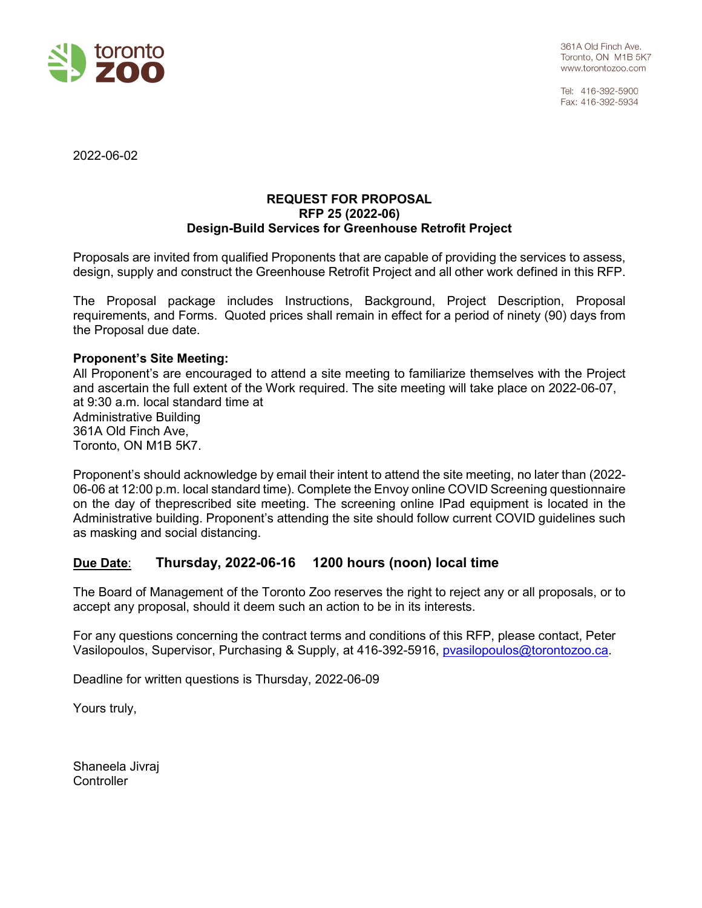toronto zoo

361A Old Finch Ave.
Toronto, ON M1B 5K7
www.torontozoo.com

Tel: 416-392-5900
Fax: 416-392-5934

2022-06-02

**REQUEST FOR PROPOSAL**
**RFP 25 (2022-06)**
**Design-Build Services for Greenhouse Retrofit Project**

Proposals are invited from qualified Proponents that are capable of providing the services to assess, design, supply and construct the Greenhouse Retrofit Project and all other work defined in this RFP.

The Proposal package includes Instructions, Background, Project Description, Proposal requirements, and Forms. Quoted prices shall remain in effect for a period of ninety (90) days from the Proposal due date.

**Proponent's Site Meeting:**
All Proponent's are encouraged to attend a site meeting to familiarize themselves with the Project and ascertain the full extent of the Work required. The site meeting will take place on 2022-06-07, at 9:30 a.m. local standard time at
Administrative Building
361A Old Finch Ave,
Toronto, ON M1B 5K7.

Proponent's should acknowledge by email their intent to attend the site meeting, no later than (2022-06-06 at 12:00 p.m. local standard time). Complete the Envoy online COVID Screening questionnaire on the day of theprescribed site meeting. The screening online IPad equipment is located in the Administrative building. Proponent's attending the site should follow current COVID guidelines such as masking and social distancing.

**Due Date:** **Thursday, 2022-06-16 1200 hours (noon) local time**

The Board of Management of the Toronto Zoo reserves the right to reject any or all proposals, or to accept any proposal, should it deem such an action to be in its interests.

For any questions concerning the contract terms and conditions of this RFP, please contact, Peter Vasilopoulos, Supervisor, Purchasing & Supply, at 416-392-5916, pvasilopoulos@torontozoo.ca.

Deadline for written questions is Thursday, 2022-06-09

Yours truly,

Shaneela Jivraj
Controller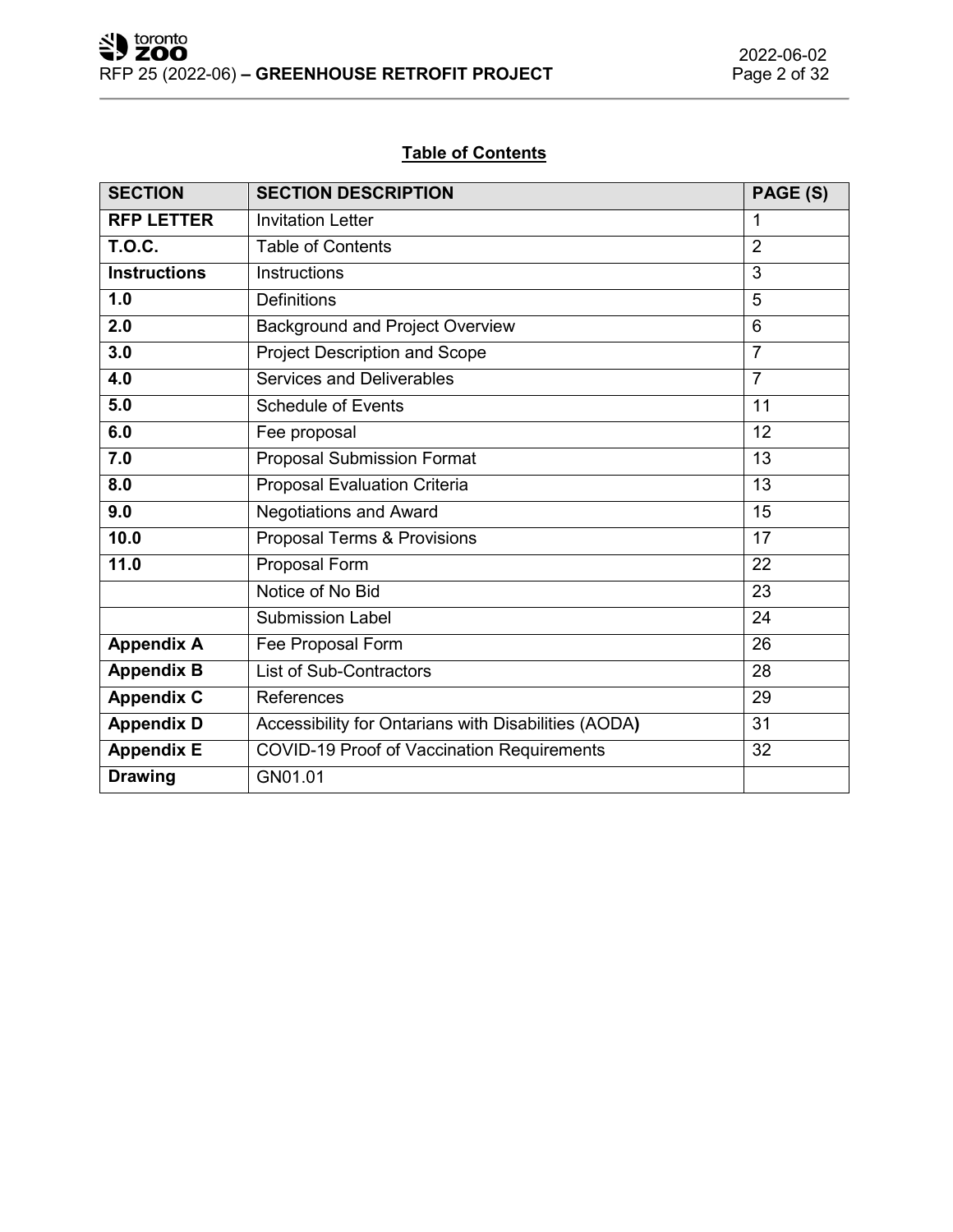## Table of Contents

| SECTION | SECTION DESCRIPTION | PAGE (S) |
|---|---|---|
| **RFP LETTER** | Invitation Letter | 1 |
| **T.O.C.** | Table of Contents | 2 |
| **Instructions** | Instructions | 3 |
| **1.0** | Definitions | 5 |
| **2.0** | Background and Project Overview | 6 |
| **3.0** | Project Description and Scope | 7 |
| **4.0** | Services and Deliverables | 7 |
| **5.0** | Schedule of Events | 11 |
| **6.0** | Fee proposal | 12 |
| **7.0** | Proposal Submission Format | 13 |
| **8.0** | Proposal Evaluation Criteria | 13 |
| **9.0** | Negotiations and Award | 15 |
| **10.0** | Proposal Terms & Provisions | 17 |
| **11.0** | Proposal Form | 22 |
| | Notice of No Bid | 23 |
| | Submission Label | 24 |
| **Appendix A** | Fee Proposal Form | 26 |
| **Appendix B** | List of Sub-Contractors | 28 |
| **Appendix C** | References | 29 |
| **Appendix D** | Accessibility for Ontarians with Disabilities (AODA) | 31 |
| **Appendix E** | COVID-19 Proof of Vaccination Requirements | 32 |
| **Drawing** | GN01.01 | |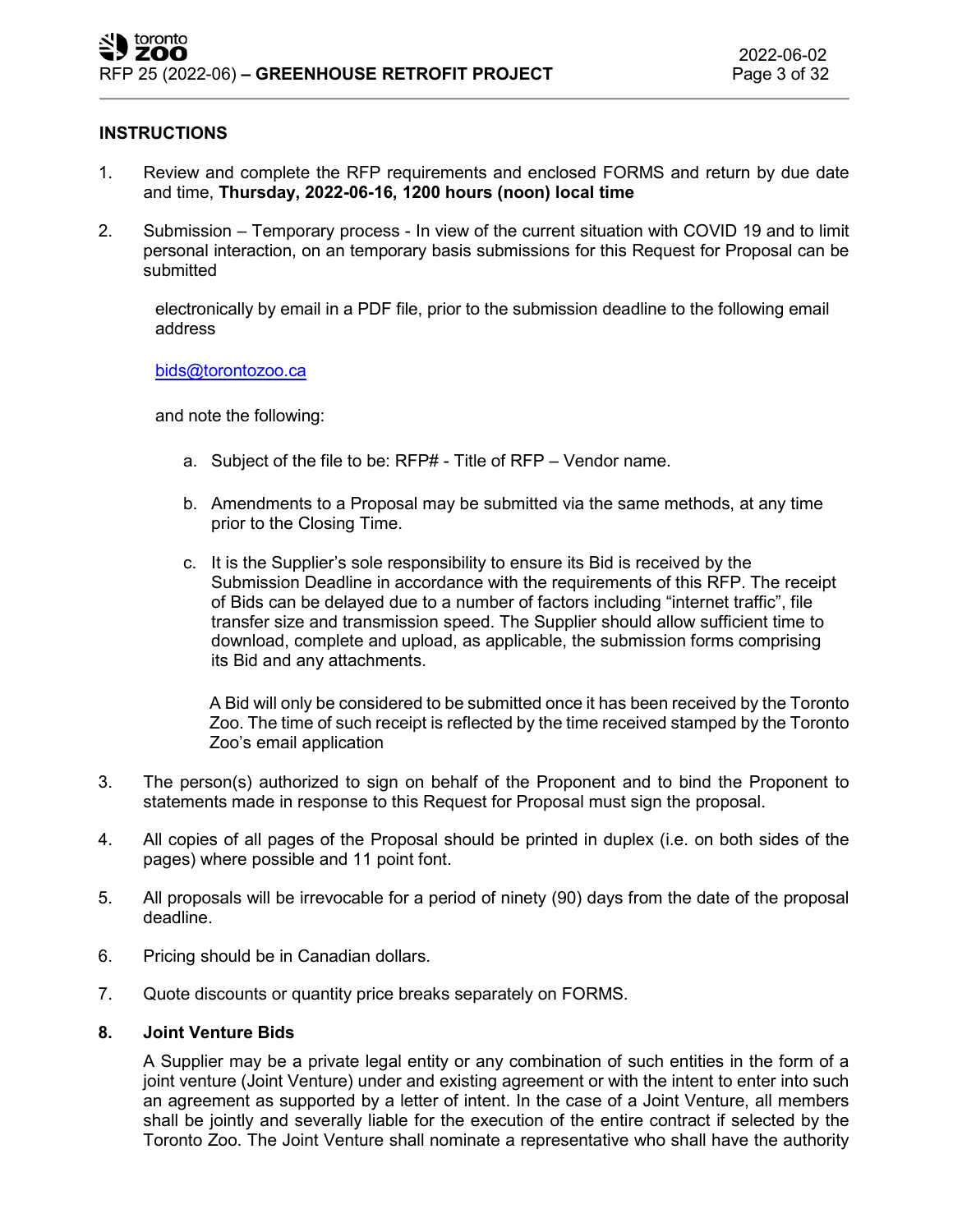## INSTRUCTIONS

1. Review and complete the RFP requirements and enclosed FORMS and return by due date and time, **Thursday, 2022-06-16, 1200 hours (noon) local time**

2. Submission – Temporary process - In view of the current situation with COVID 19 and to limit personal interaction, on an temporary basis submissions for this Request for Proposal can be submitted

   electronically by email in a PDF file, prior to the submission deadline to the following email address

   bids@torontozoo.ca

   and note the following:

   a. Subject of the file to be: RFP# - Title of RFP – Vendor name.

   b. Amendments to a Proposal may be submitted via the same methods, at any time prior to the Closing Time.

   c. It is the Supplier's sole responsibility to ensure its Bid is received by the Submission Deadline in accordance with the requirements of this RFP. The receipt of Bids can be delayed due to a number of factors including "internet traffic", file transfer size and transmission speed. The Supplier should allow sufficient time to download, complete and upload, as applicable, the submission forms comprising its Bid and any attachments.

      A Bid will only be considered to be submitted once it has been received by the Toronto Zoo. The time of such receipt is reflected by the time received stamped by the Toronto Zoo's email application

3. The person(s) authorized to sign on behalf of the Proponent and to bind the Proponent to statements made in response to this Request for Proposal must sign the proposal.

4. All copies of all pages of the Proposal should be printed in duplex (i.e. on both sides of the pages) where possible and 11 point font.

5. All proposals will be irrevocable for a period of ninety (90) days from the date of the proposal deadline.

6. Pricing should be in Canadian dollars.

7. Quote discounts or quantity price breaks separately on FORMS.

8. **Joint Venture Bids**

   A Supplier may be a private legal entity or any combination of such entities in the form of a joint venture (Joint Venture) under and existing agreement or with the intent to enter into such an agreement as supported by a letter of intent. In the case of a Joint Venture, all members shall be jointly and severally liable for the execution of the entire contract if selected by the Toronto Zoo. The Joint Venture shall nominate a representative who shall have the authority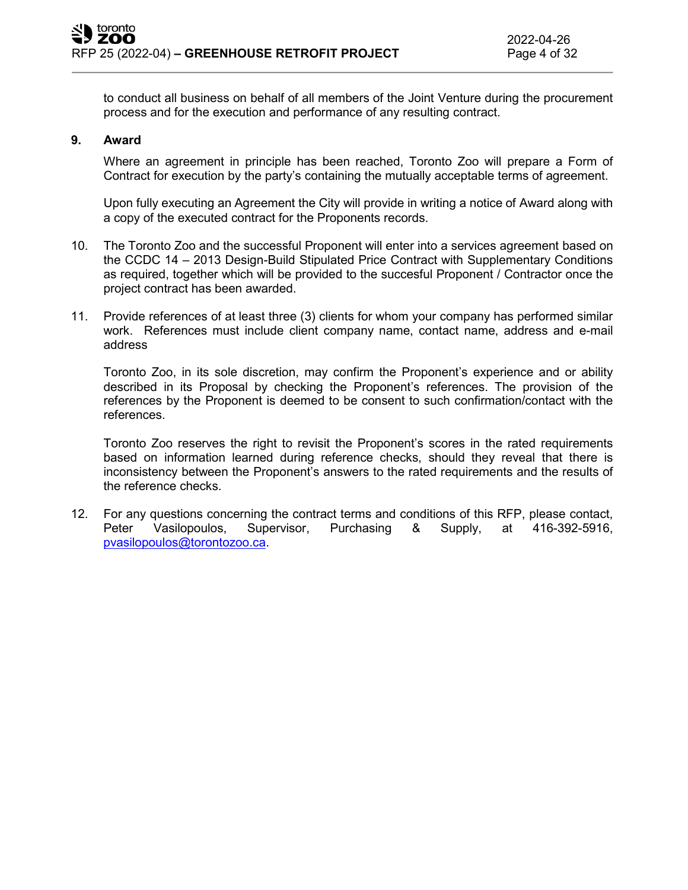to conduct all business on behalf of all members of the Joint Venture during the procurement process and for the execution and performance of any resulting contract.

**9. Award**

Where an agreement in principle has been reached, Toronto Zoo will prepare a Form of Contract for execution by the party's containing the mutually acceptable terms of agreement.

Upon fully executing an Agreement the City will provide in writing a notice of Award along with a copy of the executed contract for the Proponents records.

10. The Toronto Zoo and the successful Proponent will enter into a services agreement based on the CCDC 14 – 2013 Design-Build Stipulated Price Contract with Supplementary Conditions as required, together which will be provided to the succesful Proponent / Contractor once the project contract has been awarded.

11. Provide references of at least three (3) clients for whom your company has performed similar work. References must include client company name, contact name, address and e-mail address

 Toronto Zoo, in its sole discretion, may confirm the Proponent's experience and or ability described in its Proposal by checking the Proponent's references. The provision of the references by the Proponent is deemed to be consent to such confirmation/contact with the references.

 Toronto Zoo reserves the right to revisit the Proponent's scores in the rated requirements based on information learned during reference checks, should they reveal that there is inconsistency between the Proponent's answers to the rated requirements and the results of the reference checks.

12. For any questions concerning the contract terms and conditions of this RFP, please contact, Peter Vasilopoulos, Supervisor, Purchasing & Supply, at 416-392-5916, pvasilopoulos@torontozoo.ca.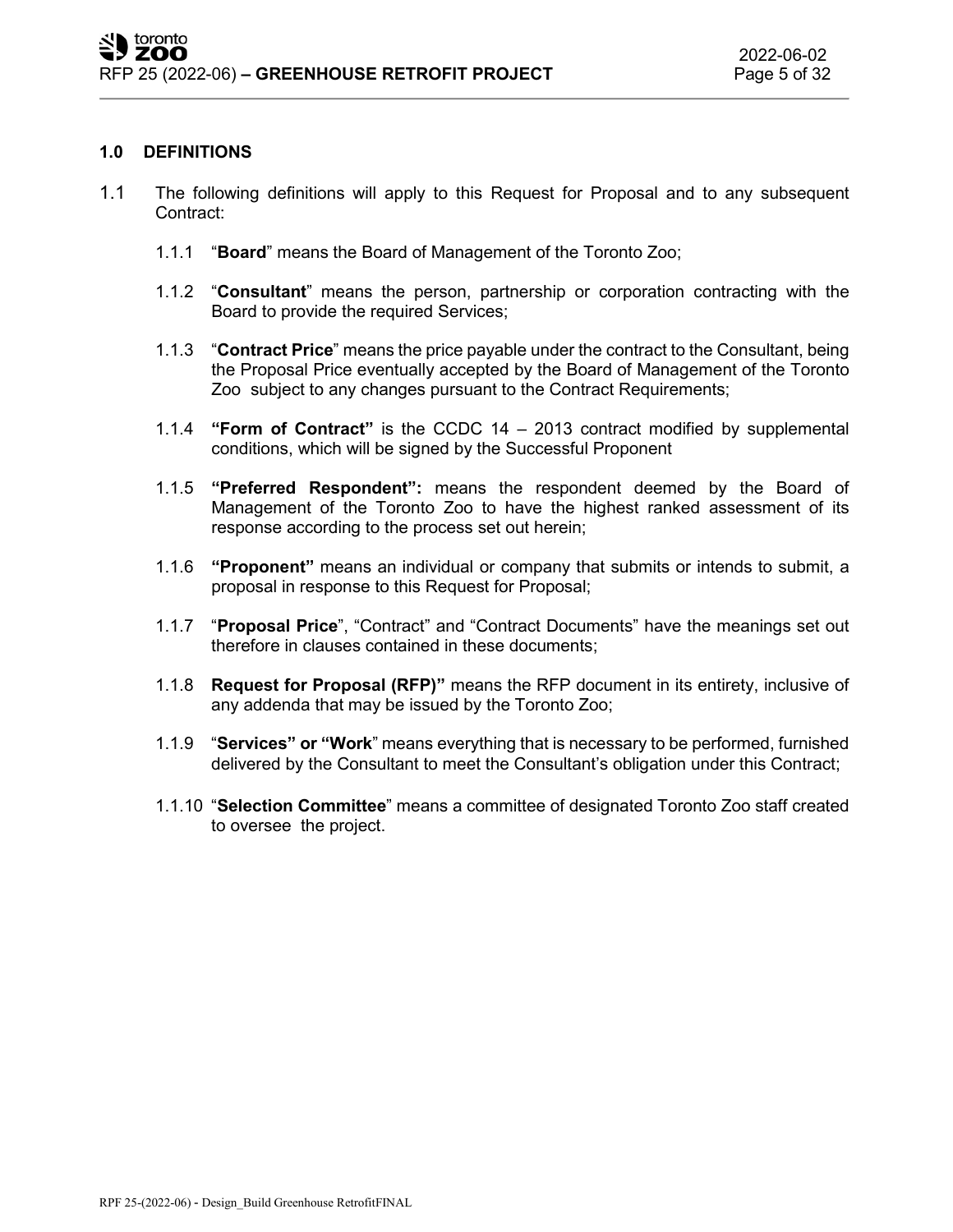## 1.0 DEFINITIONS

1.1 The following definitions will apply to this Request for Proposal and to any subsequent Contract:

1.1.1 "**Board**" means the Board of Management of the Toronto Zoo;

1.1.2 "**Consultant**" means the person, partnership or corporation contracting with the Board to provide the required Services;

1.1.3 "**Contract Price**" means the price payable under the contract to the Consultant, being the Proposal Price eventually accepted by the Board of Management of the Toronto Zoo subject to any changes pursuant to the Contract Requirements;

1.1.4 **"Form of Contract"** is the CCDC 14 – 2013 contract modified by supplemental conditions, which will be signed by the Successful Proponent

1.1.5 **"Preferred Respondent":** means the respondent deemed by the Board of Management of the Toronto Zoo to have the highest ranked assessment of its response according to the process set out herein;

1.1.6 **"Proponent"** means an individual or company that submits or intends to submit, a proposal in response to this Request for Proposal;

1.1.7 "**Proposal Price**", "Contract" and "Contract Documents" have the meanings set out therefore in clauses contained in these documents;

1.1.8 **Request for Proposal (RFP)"** means the RFP document in its entirety, inclusive of any addenda that may be issued by the Toronto Zoo;

1.1.9 "**Services" or "Work**" means everything that is necessary to be performed, furnished delivered by the Consultant to meet the Consultant's obligation under this Contract;

1.1.10 "**Selection Committee**" means a committee of designated Toronto Zoo staff created to oversee the project.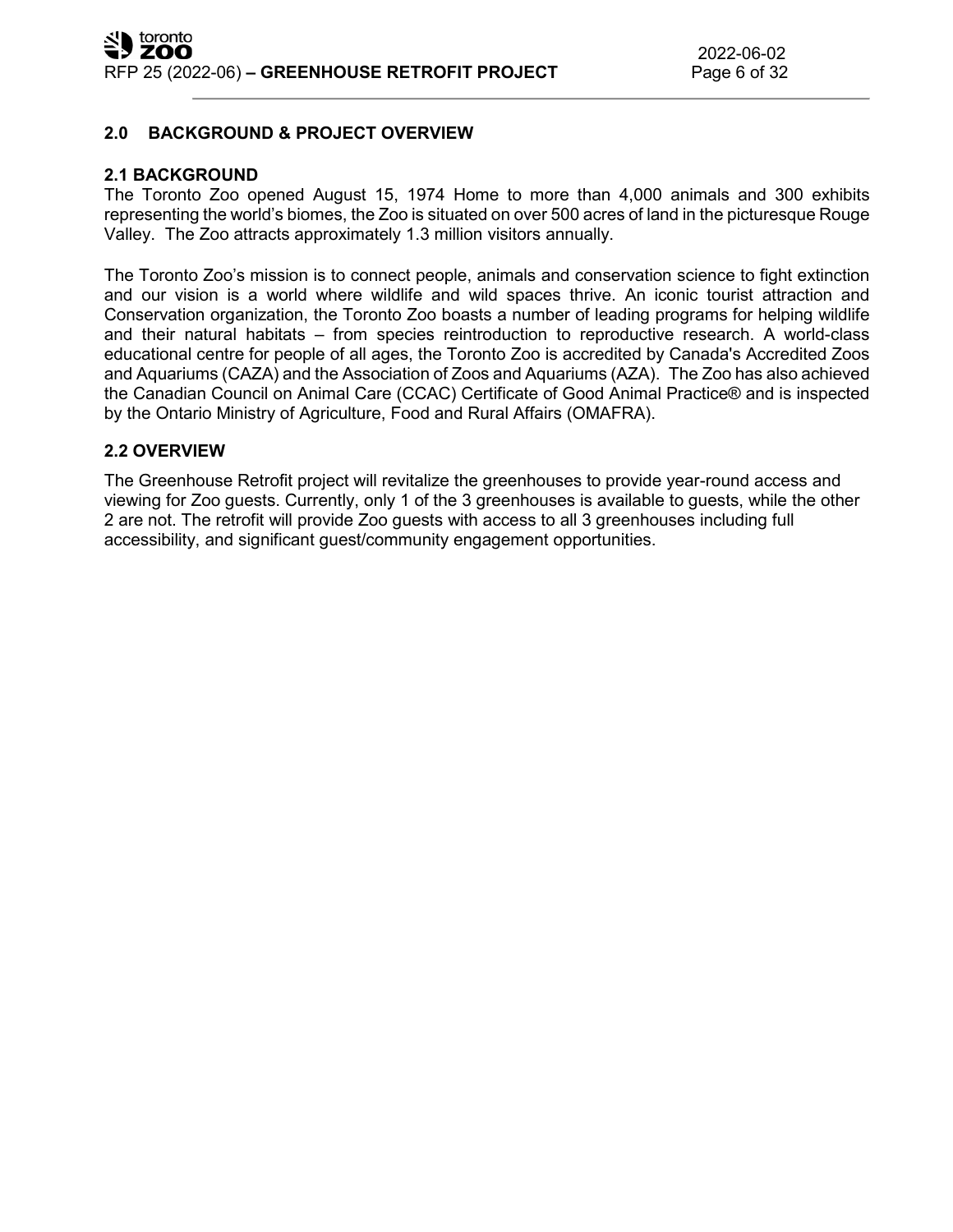## 2.0 BACKGROUND & PROJECT OVERVIEW

### 2.1 BACKGROUND

The Toronto Zoo opened August 15, 1974 Home to more than 4,000 animals and 300 exhibits representing the world's biomes, the Zoo is situated on over 500 acres of land in the picturesque Rouge Valley. The Zoo attracts approximately 1.3 million visitors annually.

The Toronto Zoo's mission is to connect people, animals and conservation science to fight extinction and our vision is a world where wildlife and wild spaces thrive. An iconic tourist attraction and Conservation organization, the Toronto Zoo boasts a number of leading programs for helping wildlife and their natural habitats – from species reintroduction to reproductive research. A world-class educational centre for people of all ages, the Toronto Zoo is accredited by Canada's Accredited Zoos and Aquariums (CAZA) and the Association of Zoos and Aquariums (AZA). The Zoo has also achieved the Canadian Council on Animal Care (CCAC) Certificate of Good Animal Practice® and is inspected by the Ontario Ministry of Agriculture, Food and Rural Affairs (OMAFRA).

### 2.2 OVERVIEW

The Greenhouse Retrofit project will revitalize the greenhouses to provide year-round access and viewing for Zoo guests. Currently, only 1 of the 3 greenhouses is available to guests, while the other 2 are not. The retrofit will provide Zoo guests with access to all 3 greenhouses including full accessibility, and significant guest/community engagement opportunities.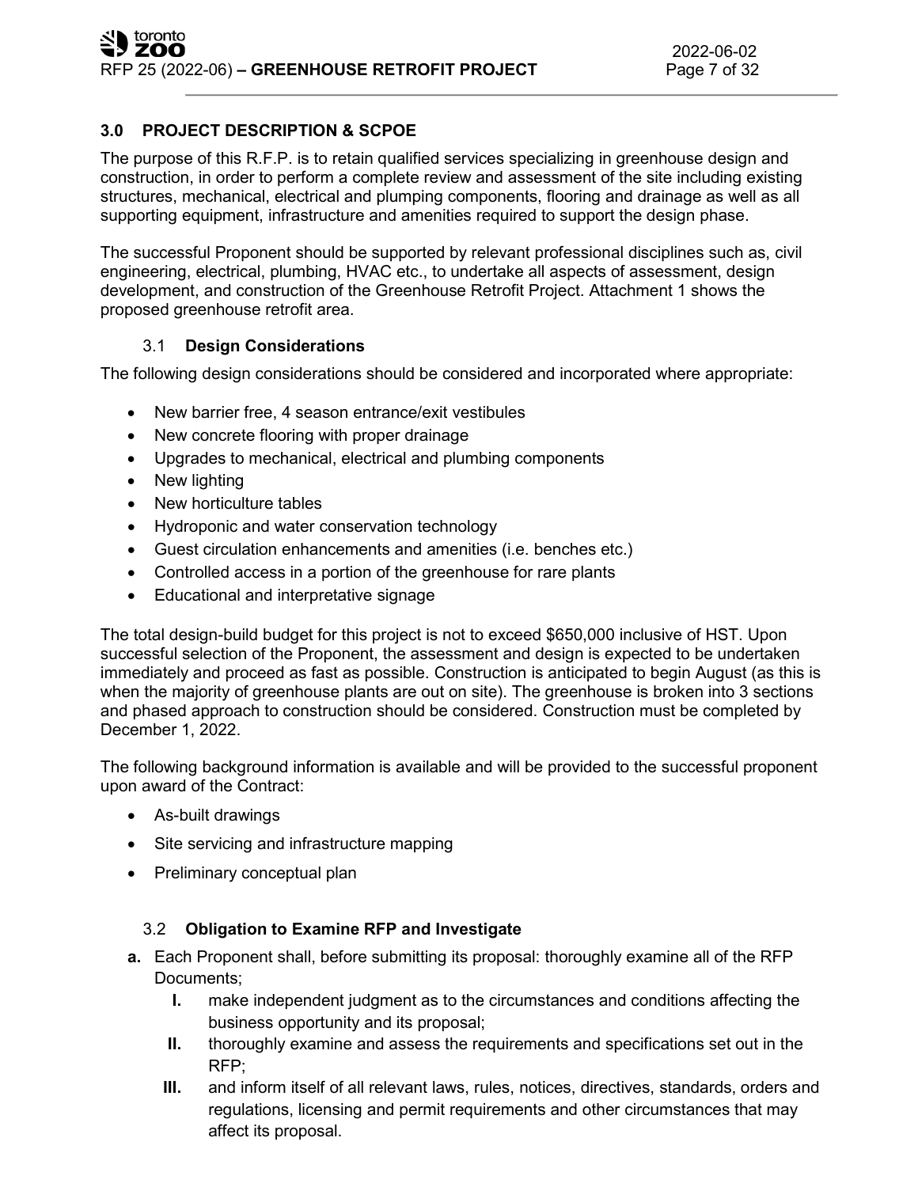## 3.0 PROJECT DESCRIPTION & SCPOE

The purpose of this R.F.P. is to retain qualified services specializing in greenhouse design and construction, in order to perform a complete review and assessment of the site including existing structures, mechanical, electrical and plumping components, flooring and drainage as well as all supporting equipment, infrastructure and amenities required to support the design phase.

The successful Proponent should be supported by relevant professional disciplines such as, civil engineering, electrical, plumbing, HVAC etc., to undertake all aspects of assessment, design development, and construction of the Greenhouse Retrofit Project. Attachment 1 shows the proposed greenhouse retrofit area.

### 3.1 Design Considerations

The following design considerations should be considered and incorporated where appropriate:

- New barrier free, 4 season entrance/exit vestibules
- New concrete flooring with proper drainage
- Upgrades to mechanical, electrical and plumbing components
- New lighting
- New horticulture tables
- Hydroponic and water conservation technology
- Guest circulation enhancements and amenities (i.e. benches etc.)
- Controlled access in a portion of the greenhouse for rare plants
- Educational and interpretative signage

The total design-build budget for this project is not to exceed $650,000 inclusive of HST. Upon successful selection of the Proponent, the assessment and design is expected to be undertaken immediately and proceed as fast as possible. Construction is anticipated to begin August (as this is when the majority of greenhouse plants are out on site). The greenhouse is broken into 3 sections and phased approach to construction should be considered. Construction must be completed by December 1, 2022.

The following background information is available and will be provided to the successful proponent upon award of the Contract:

- As-built drawings
- Site servicing and infrastructure mapping
- Preliminary conceptual plan

### 3.2 Obligation to Examine RFP and Investigate

**a.** Each Proponent shall, before submitting its proposal: thoroughly examine all of the RFP Documents;

- **I.** make independent judgment as to the circumstances and conditions affecting the business opportunity and its proposal;
- **II.** thoroughly examine and assess the requirements and specifications set out in the RFP;
- **III.** and inform itself of all relevant laws, rules, notices, directives, standards, orders and regulations, licensing and permit requirements and other circumstances that may affect its proposal.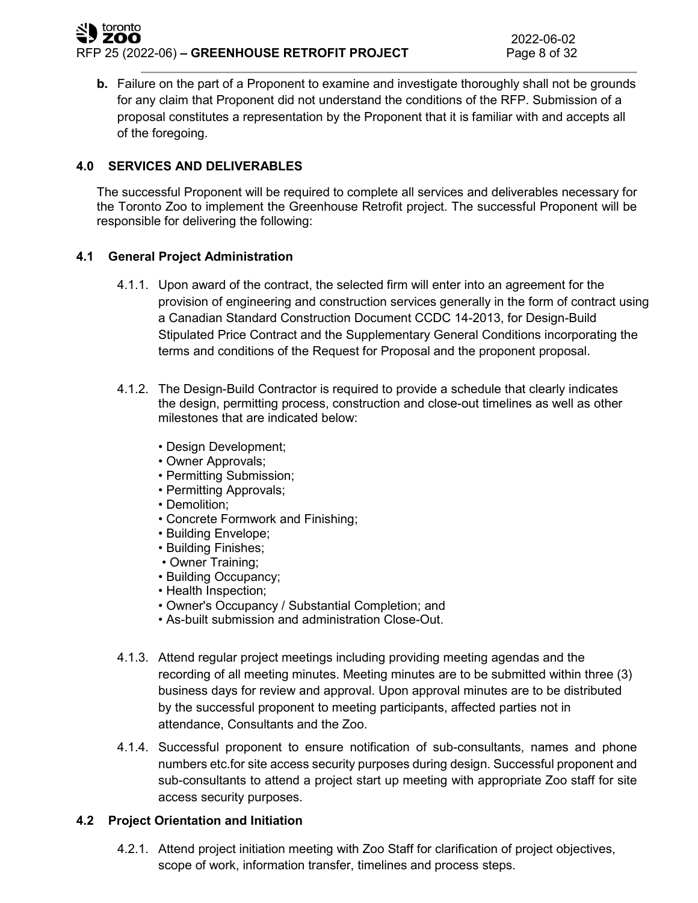**b.** Failure on the part of a Proponent to examine and investigate thoroughly shall not be grounds for any claim that Proponent did not understand the conditions of the RFP. Submission of a proposal constitutes a representation by the Proponent that it is familiar with and accepts all of the foregoing.

## 4.0 SERVICES AND DELIVERABLES

The successful Proponent will be required to complete all services and deliverables necessary for the Toronto Zoo to implement the Greenhouse Retrofit project. The successful Proponent will be responsible for delivering the following:

### 4.1 General Project Administration

4.1.1. Upon award of the contract, the selected firm will enter into an agreement for the provision of engineering and construction services generally in the form of contract using a Canadian Standard Construction Document CCDC 14-2013, for Design-Build Stipulated Price Contract and the Supplementary General Conditions incorporating the terms and conditions of the Request for Proposal and the proponent proposal.

4.1.2. The Design-Build Contractor is required to provide a schedule that clearly indicates the design, permitting process, construction and close-out timelines as well as other milestones that are indicated below:

- Design Development;
- Owner Approvals;
- Permitting Submission;
- Permitting Approvals;
- Demolition;
- Concrete Formwork and Finishing;
- Building Envelope;
- Building Finishes;
- Owner Training;
- Building Occupancy;
- Health Inspection;
- Owner's Occupancy / Substantial Completion; and
- As-built submission and administration Close-Out.

4.1.3. Attend regular project meetings including providing meeting agendas and the recording of all meeting minutes. Meeting minutes are to be submitted within three (3) business days for review and approval. Upon approval minutes are to be distributed by the successful proponent to meeting participants, affected parties not in attendance, Consultants and the Zoo.

4.1.4. Successful proponent to ensure notification of sub-consultants, names and phone numbers etc.for site access security purposes during design. Successful proponent and sub-consultants to attend a project start up meeting with appropriate Zoo staff for site access security purposes.

### 4.2 Project Orientation and Initiation

4.2.1. Attend project initiation meeting with Zoo Staff for clarification of project objectives, scope of work, information transfer, timelines and process steps.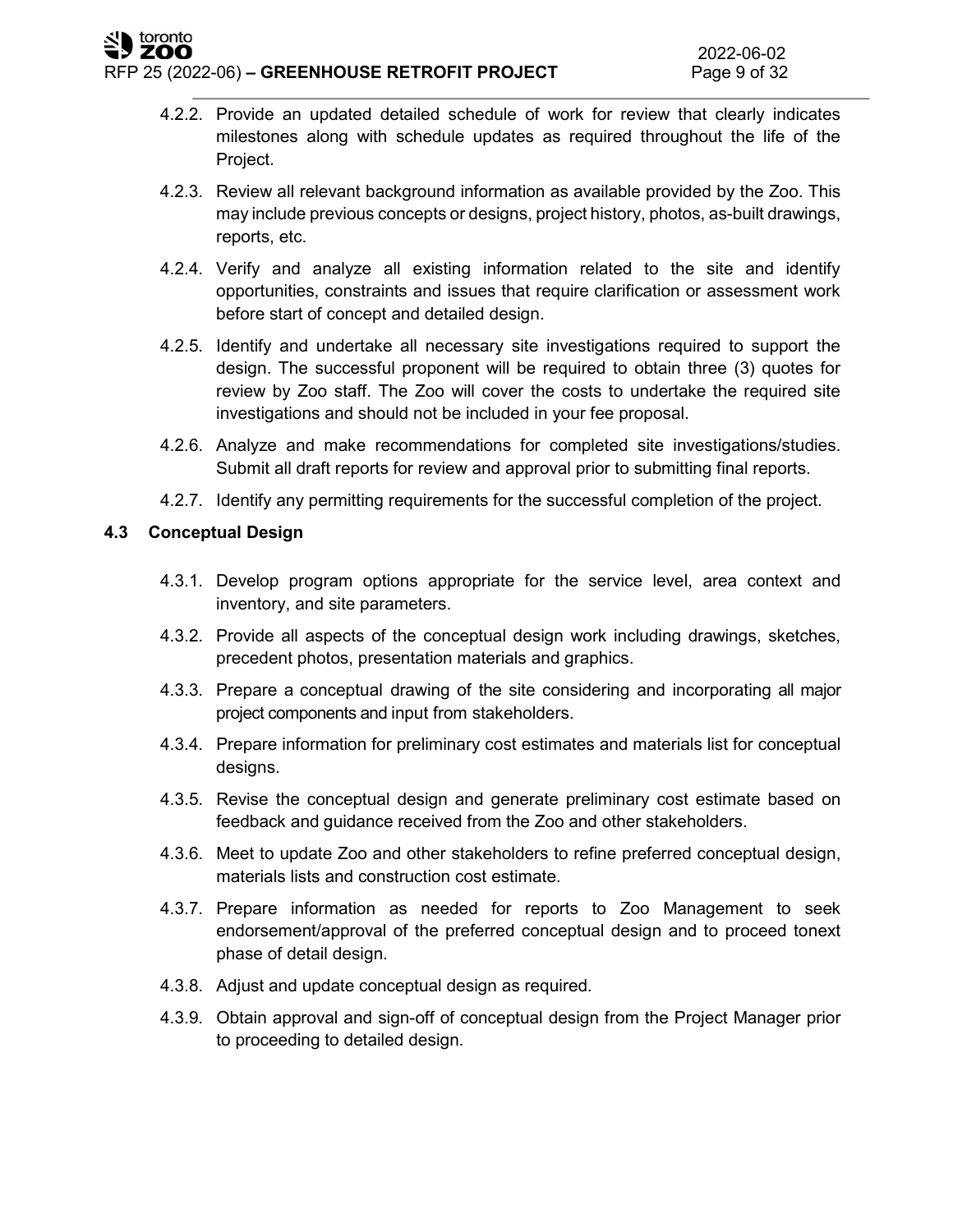4.2.2. Provide an updated detailed schedule of work for review that clearly indicates milestones along with schedule updates as required throughout the life of the Project.

4.2.3. Review all relevant background information as available provided by the Zoo. This may include previous concepts or designs, project history, photos, as-built drawings, reports, etc.

4.2.4. Verify and analyze all existing information related to the site and identify opportunities, constraints and issues that require clarification or assessment work before start of concept and detailed design.

4.2.5. Identify and undertake all necessary site investigations required to support the design. The successful proponent will be required to obtain three (3) quotes for review by Zoo staff. The Zoo will cover the costs to undertake the required site investigations and should not be included in your fee proposal.

4.2.6. Analyze and make recommendations for completed site investigations/studies. Submit all draft reports for review and approval prior to submitting final reports.

4.2.7. Identify any permitting requirements for the successful completion of the project.

### 4.3 Conceptual Design

4.3.1. Develop program options appropriate for the service level, area context and inventory, and site parameters.

4.3.2. Provide all aspects of the conceptual design work including drawings, sketches, precedent photos, presentation materials and graphics.

4.3.3. Prepare a conceptual drawing of the site considering and incorporating all major project components and input from stakeholders.

4.3.4. Prepare information for preliminary cost estimates and materials list for conceptual designs.

4.3.5. Revise the conceptual design and generate preliminary cost estimate based on feedback and guidance received from the Zoo and other stakeholders.

4.3.6. Meet to update Zoo and other stakeholders to refine preferred conceptual design, materials lists and construction cost estimate.

4.3.7. Prepare information as needed for reports to Zoo Management to seek endorsement/approval of the preferred conceptual design and to proceed tonext phase of detail design.

4.3.8. Adjust and update conceptual design as required.

4.3.9. Obtain approval and sign-off of conceptual design from the Project Manager prior to proceeding to detailed design.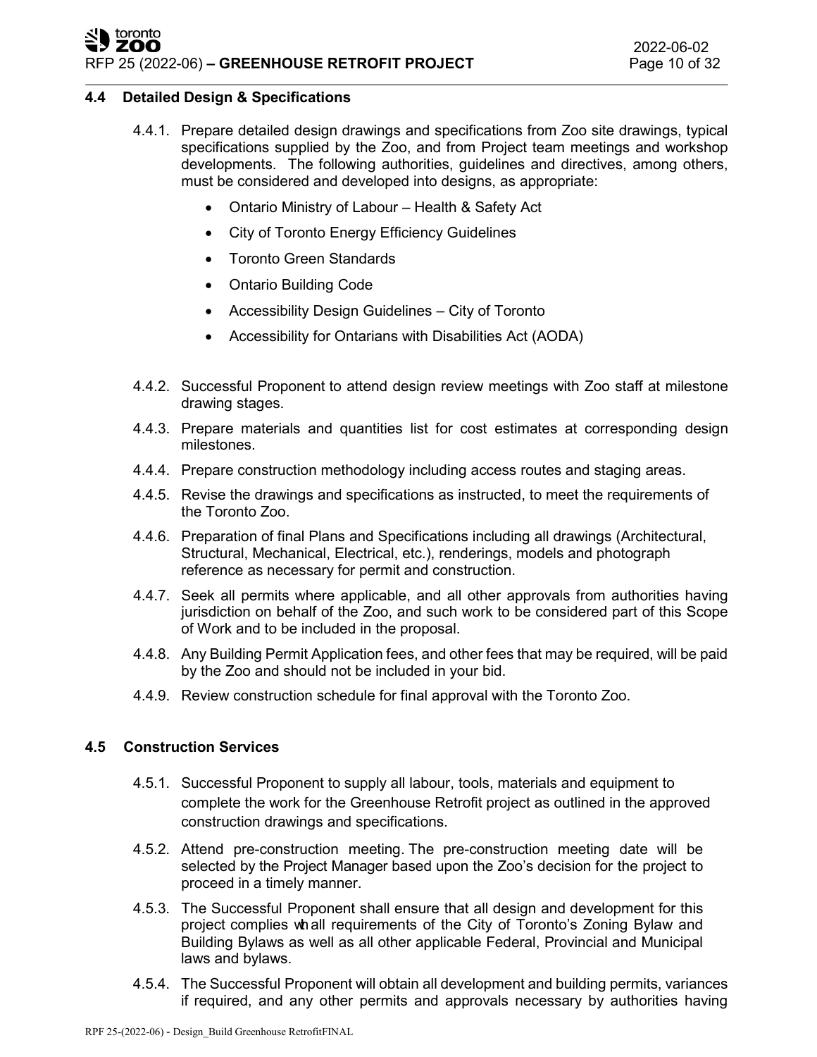## 4.4 Detailed Design & Specifications

4.4.1. Prepare detailed design drawings and specifications from Zoo site drawings, typical specifications supplied by the Zoo, and from Project team meetings and workshop developments. The following authorities, guidelines and directives, among others, must be considered and developed into designs, as appropriate:

- Ontario Ministry of Labour – Health & Safety Act
- City of Toronto Energy Efficiency Guidelines
- Toronto Green Standards
- Ontario Building Code
- Accessibility Design Guidelines – City of Toronto
- Accessibility for Ontarians with Disabilities Act (AODA)

4.4.2. Successful Proponent to attend design review meetings with Zoo staff at milestone drawing stages.

4.4.3. Prepare materials and quantities list for cost estimates at corresponding design milestones.

4.4.4. Prepare construction methodology including access routes and staging areas.

4.4.5. Revise the drawings and specifications as instructed, to meet the requirements of the Toronto Zoo.

4.4.6. Preparation of final Plans and Specifications including all drawings (Architectural, Structural, Mechanical, Electrical, etc.), renderings, models and photograph reference as necessary for permit and construction.

4.4.7. Seek all permits where applicable, and all other approvals from authorities having jurisdiction on behalf of the Zoo, and such work to be considered part of this Scope of Work and to be included in the proposal.

4.4.8. Any Building Permit Application fees, and other fees that may be required, will be paid by the Zoo and should not be included in your bid.

4.4.9. Review construction schedule for final approval with the Toronto Zoo.

## 4.5 Construction Services

4.5.1. Successful Proponent to supply all labour, tools, materials and equipment to complete the work for the Greenhouse Retrofit project as outlined in the approved construction drawings and specifications.

4.5.2. Attend pre-construction meeting. The pre-construction meeting date will be selected by the Project Manager based upon the Zoo's decision for the project to proceed in a timely manner.

4.5.3. The Successful Proponent shall ensure that all design and development for this project complies with all requirements of the City of Toronto's Zoning Bylaw and Building Bylaws as well as all other applicable Federal, Provincial and Municipal laws and bylaws.

4.5.4. The Successful Proponent will obtain all development and building permits, variances if required, and any other permits and approvals necessary by authorities having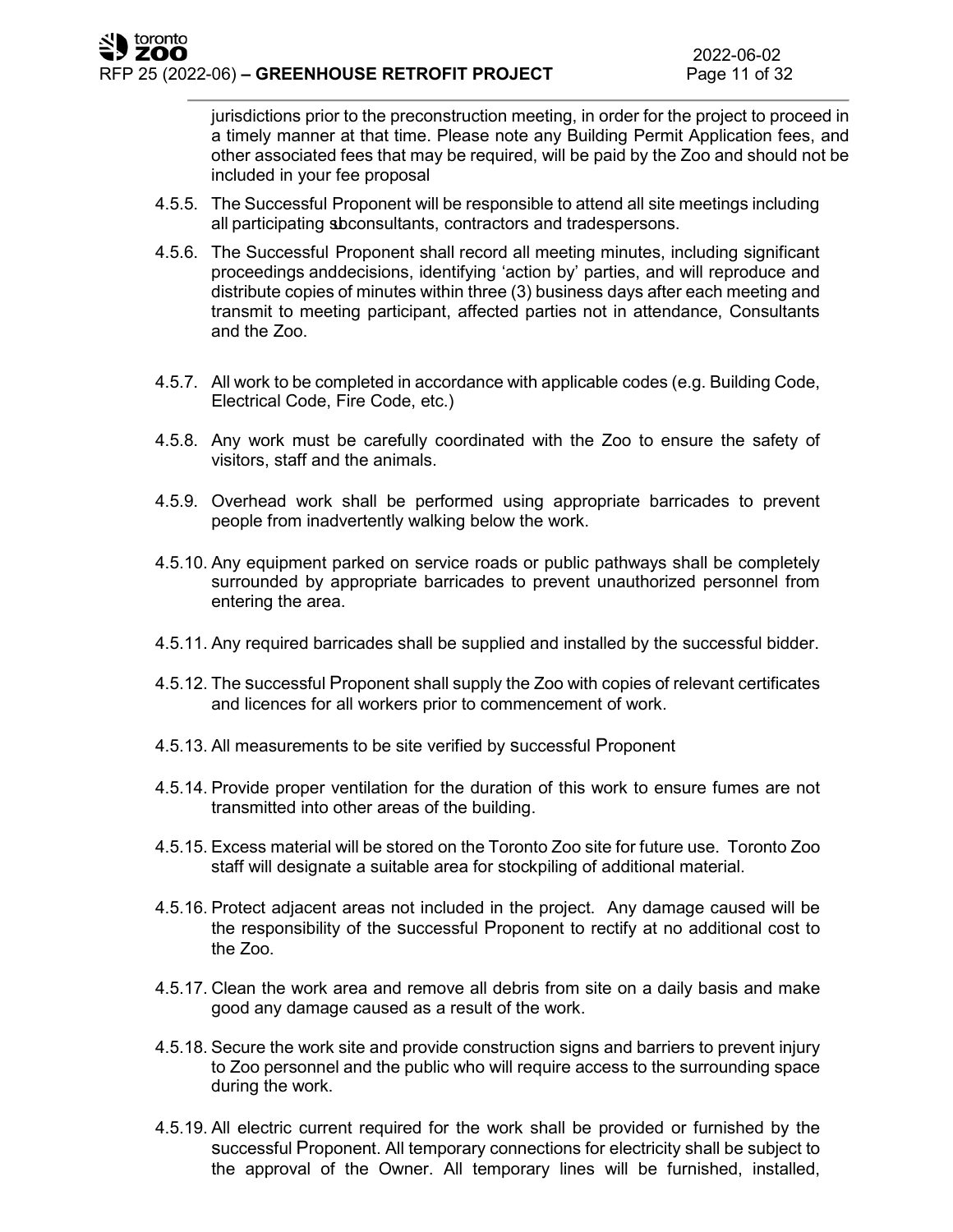jurisdictions prior to the preconstruction meeting, in order for the project to proceed in a timely manner at that time. Please note any Building Permit Application fees, and other associated fees that may be required, will be paid by the Zoo and should not be included in your fee proposal

4.5.5. The Successful Proponent will be responsible to attend all site meetings including all participating subconsultants, contractors and tradespersons.

4.5.6. The Successful Proponent shall record all meeting minutes, including significant proceedings anddecisions, identifying 'action by' parties, and will reproduce and distribute copies of minutes within three (3) business days after each meeting and transmit to meeting participant, affected parties not in attendance, Consultants and the Zoo.

4.5.7. All work to be completed in accordance with applicable codes (e.g. Building Code, Electrical Code, Fire Code, etc.)

4.5.8. Any work must be carefully coordinated with the Zoo to ensure the safety of visitors, staff and the animals.

4.5.9. Overhead work shall be performed using appropriate barricades to prevent people from inadvertently walking below the work.

4.5.10. Any equipment parked on service roads or public pathways shall be completely surrounded by appropriate barricades to prevent unauthorized personnel from entering the area.

4.5.11. Any required barricades shall be supplied and installed by the successful bidder.

4.5.12. The successful Proponent shall supply the Zoo with copies of relevant certificates and licences for all workers prior to commencement of work.

4.5.13. All measurements to be site verified by successful Proponent

4.5.14. Provide proper ventilation for the duration of this work to ensure fumes are not transmitted into other areas of the building.

4.5.15. Excess material will be stored on the Toronto Zoo site for future use. Toronto Zoo staff will designate a suitable area for stockpiling of additional material.

4.5.16. Protect adjacent areas not included in the project. Any damage caused will be the responsibility of the successful Proponent to rectify at no additional cost to the Zoo.

4.5.17. Clean the work area and remove all debris from site on a daily basis and make good any damage caused as a result of the work.

4.5.18. Secure the work site and provide construction signs and barriers to prevent injury to Zoo personnel and the public who will require access to the surrounding space during the work.

4.5.19. All electric current required for the work shall be provided or furnished by the successful Proponent. All temporary connections for electricity shall be subject to the approval of the Owner. All temporary lines will be furnished, installed,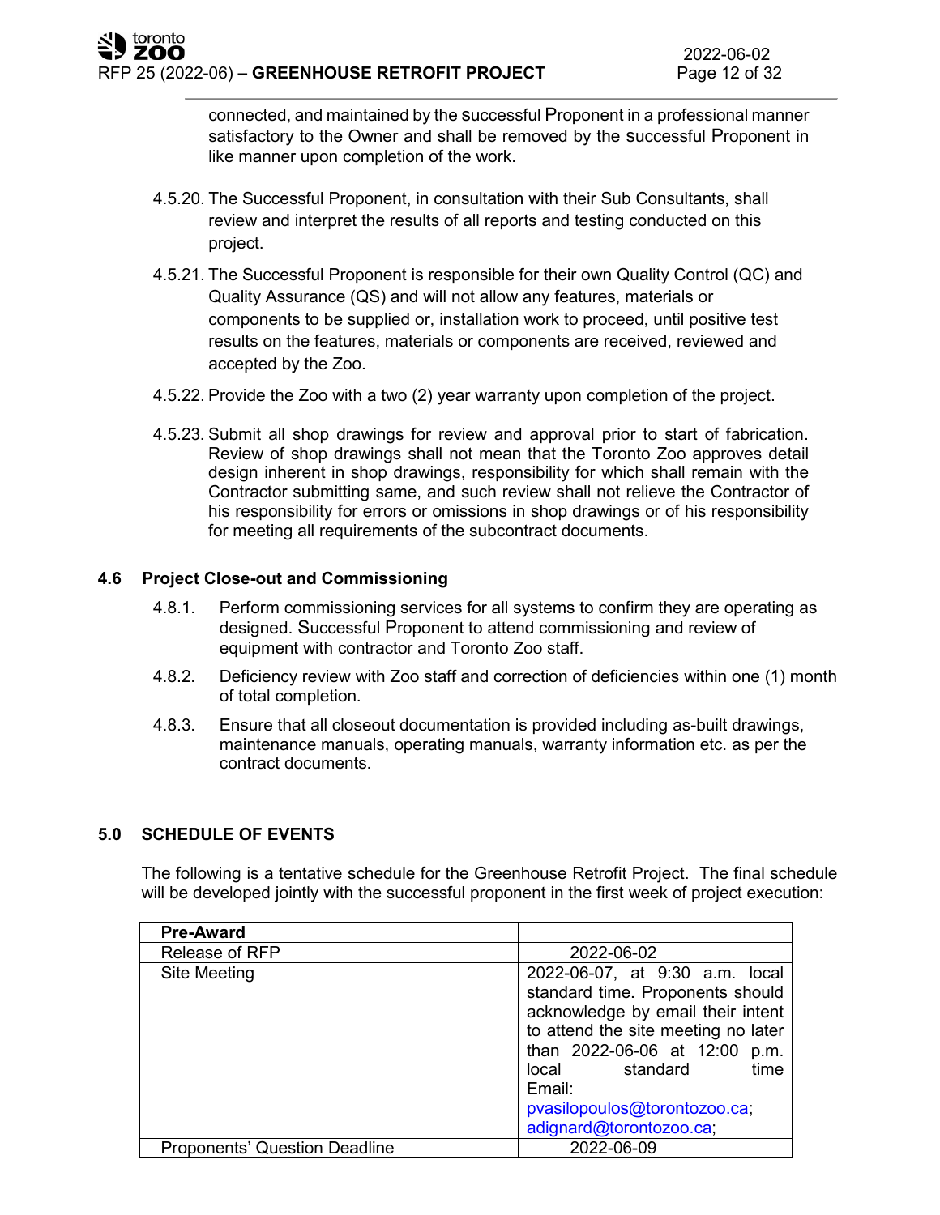connected, and maintained by the successful Proponent in a professional manner satisfactory to the Owner and shall be removed by the successful Proponent in like manner upon completion of the work.

4.5.20. The Successful Proponent, in consultation with their Sub Consultants, shall review and interpret the results of all reports and testing conducted on this project.

4.5.21. The Successful Proponent is responsible for their own Quality Control (QC) and Quality Assurance (QS) and will not allow any features, materials or components to be supplied or, installation work to proceed, until positive test results on the features, materials or components are received, reviewed and accepted by the Zoo.

4.5.22. Provide the Zoo with a two (2) year warranty upon completion of the project.

4.5.23. Submit all shop drawings for review and approval prior to start of fabrication. Review of shop drawings shall not mean that the Toronto Zoo approves detail design inherent in shop drawings, responsibility for which shall remain with the Contractor submitting same, and such review shall not relieve the Contractor of his responsibility for errors or omissions in shop drawings or of his responsibility for meeting all requirements of the subcontract documents.

### 4.6 Project Close-out and Commissioning

4.8.1. Perform commissioning services for all systems to confirm they are operating as designed. Successful Proponent to attend commissioning and review of equipment with contractor and Toronto Zoo staff.

4.8.2. Deficiency review with Zoo staff and correction of deficiencies within one (1) month of total completion.

4.8.3. Ensure that all closeout documentation is provided including as-built drawings, maintenance manuals, operating manuals, warranty information etc. as per the contract documents.

## 5.0 SCHEDULE OF EVENTS

The following is a tentative schedule for the Greenhouse Retrofit Project. The final schedule will be developed jointly with the successful proponent in the first week of project execution:

| **Pre-Award** | |
|---|---|
| Release of RFP | 2022-06-02 |
| Site Meeting | 2022-06-07, at 9:30 a.m. local standard time. Proponents should acknowledge by email their intent to attend the site meeting no later than 2022-06-06 at 12:00 p.m. local standard time Email: pvasilopoulos@torontozoo.ca; adignard@torontozoo.ca; |
| Proponents' Question Deadline | 2022-06-09 |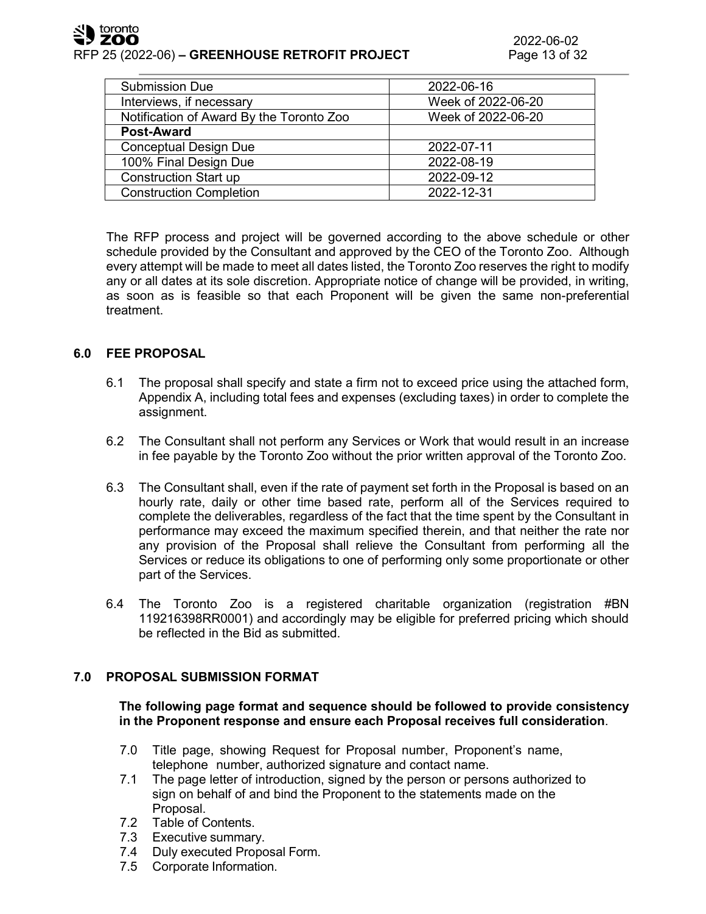| Submission Due | 2022-06-16 |
| --- | --- |
| Interviews, if necessary | Week of 2022-06-20 |
| Notification of Award By the Toronto Zoo | Week of 2022-06-20 |
| **Post-Award** | |
| Conceptual Design Due | 2022-07-11 |
| 100% Final Design Due | 2022-08-19 |
| Construction Start up | 2022-09-12 |
| Construction Completion | 2022-12-31 |

The RFP process and project will be governed according to the above schedule or other schedule provided by the Consultant and approved by the CEO of the Toronto Zoo. Although every attempt will be made to meet all dates listed, the Toronto Zoo reserves the right to modify any or all dates at its sole discretion. Appropriate notice of change will be provided, in writing, as soon as is feasible so that each Proponent will be given the same non-preferential treatment.

## 6.0 FEE PROPOSAL

6.1 The proposal shall specify and state a firm not to exceed price using the attached form, Appendix A, including total fees and expenses (excluding taxes) in order to complete the assignment.

6.2 The Consultant shall not perform any Services or Work that would result in an increase in fee payable by the Toronto Zoo without the prior written approval of the Toronto Zoo.

6.3 The Consultant shall, even if the rate of payment set forth in the Proposal is based on an hourly rate, daily or other time based rate, perform all of the Services required to complete the deliverables, regardless of the fact that the time spent by the Consultant in performance may exceed the maximum specified therein, and that neither the rate nor any provision of the Proposal shall relieve the Consultant from performing all the Services or reduce its obligations to one of performing only some proportionate or other part of the Services.

6.4 The Toronto Zoo is a registered charitable organization (registration #BN 119216398RR0001) and accordingly may be eligible for preferred pricing which should be reflected in the Bid as submitted.

## 7.0 PROPOSAL SUBMISSION FORMAT

**The following page format and sequence should be followed to provide consistency in the Proponent response and ensure each Proposal receives full consideration**.

7.0 Title page, showing Request for Proposal number, Proponent's name, telephone number, authorized signature and contact name.
7.1 The page letter of introduction, signed by the person or persons authorized to sign on behalf of and bind the Proponent to the statements made on the Proposal.
7.2 Table of Contents.
7.3 Executive summary.
7.4 Duly executed Proposal Form.
7.5 Corporate Information.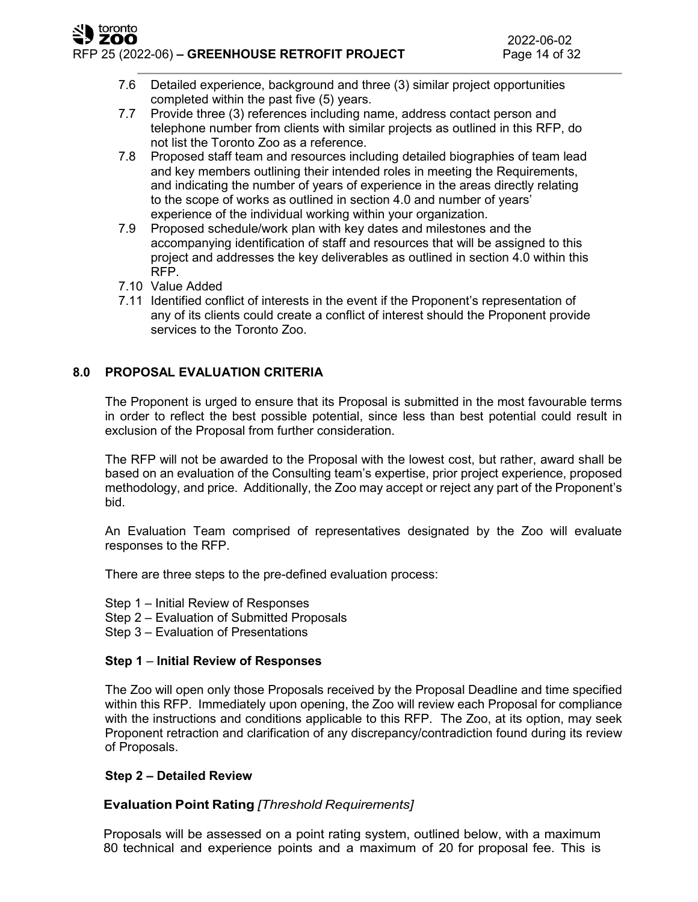7.6 Detailed experience, background and three (3) similar project opportunities completed within the past five (5) years.

7.7 Provide three (3) references including name, address contact person and telephone number from clients with similar projects as outlined in this RFP, do not list the Toronto Zoo as a reference.

7.8 Proposed staff team and resources including detailed biographies of team lead and key members outlining their intended roles in meeting the Requirements, and indicating the number of years of experience in the areas directly relating to the scope of works as outlined in section 4.0 and number of years' experience of the individual working within your organization.

7.9 Proposed schedule/work plan with key dates and milestones and the accompanying identification of staff and resources that will be assigned to this project and addresses the key deliverables as outlined in section 4.0 within this RFP.

7.10 Value Added

7.11 Identified conflict of interests in the event if the Proponent's representation of any of its clients could create a conflict of interest should the Proponent provide services to the Toronto Zoo.

## 8.0 PROPOSAL EVALUATION CRITERIA

The Proponent is urged to ensure that its Proposal is submitted in the most favourable terms in order to reflect the best possible potential, since less than best potential could result in exclusion of the Proposal from further consideration.

The RFP will not be awarded to the Proposal with the lowest cost, but rather, award shall be based on an evaluation of the Consulting team's expertise, prior project experience, proposed methodology, and price. Additionally, the Zoo may accept or reject any part of the Proponent's bid.

An Evaluation Team comprised of representatives designated by the Zoo will evaluate responses to the RFP.

There are three steps to the pre-defined evaluation process:

Step 1 – Initial Review of Responses
Step 2 – Evaluation of Submitted Proposals
Step 3 – Evaluation of Presentations

**Step 1 – Initial Review of Responses**

The Zoo will open only those Proposals received by the Proposal Deadline and time specified within this RFP. Immediately upon opening, the Zoo will review each Proposal for compliance with the instructions and conditions applicable to this RFP. The Zoo, at its option, may seek Proponent retraction and clarification of any discrepancy/contradiction found during its review of Proposals.

**Step 2 – Detailed Review**

**Evaluation Point Rating** *[Threshold Requirements]*

Proposals will be assessed on a point rating system, outlined below, with a maximum 80 technical and experience points and a maximum of 20 for proposal fee. This is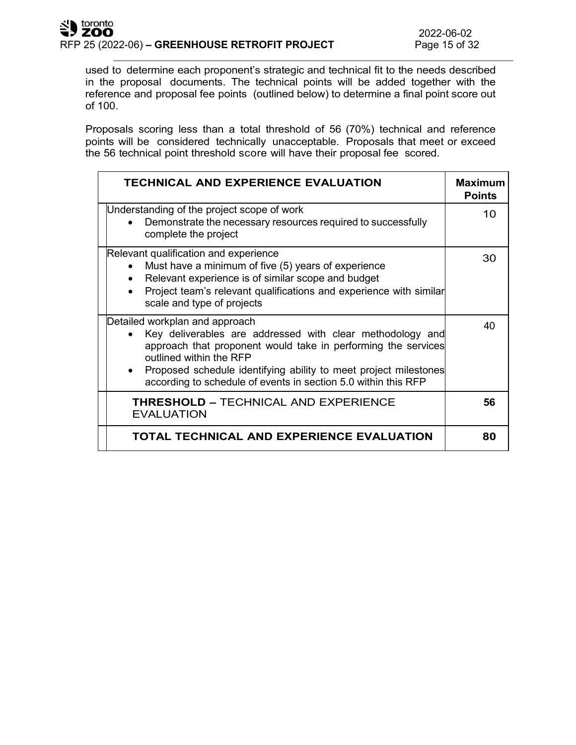used to determine each proponent's strategic and technical fit to the needs described in the proposal documents. The technical points will be added together with the reference and proposal fee points (outlined below) to determine a final point score out of 100.

Proposals scoring less than a total threshold of 56 (70%) technical and reference points will be considered technically unacceptable. Proposals that meet or exceed the 56 technical point threshold score will have their proposal fee scored.

| TECHNICAL AND EXPERIENCE EVALUATION | Maximum Points |
|---|---|
| Understanding of the project scope of work<br>• Demonstrate the necessary resources required to successfully complete the project | 10 |
| Relevant qualification and experience<br>• Must have a minimum of five (5) years of experience<br>• Relevant experience is of similar scope and budget<br>• Project team's relevant qualifications and experience with similar scale and type of projects | 30 |
| Detailed workplan and approach<br>• Key deliverables are addressed with clear methodology and approach that proponent would take in performing the services outlined within the RFP<br>• Proposed schedule identifying ability to meet project milestones according to schedule of events in section 5.0 within this RFP | 40 |
| **THRESHOLD –** TECHNICAL AND EXPERIENCE EVALUATION | **56** |
| **TOTAL TECHNICAL AND EXPERIENCE EVALUATION** | **80** |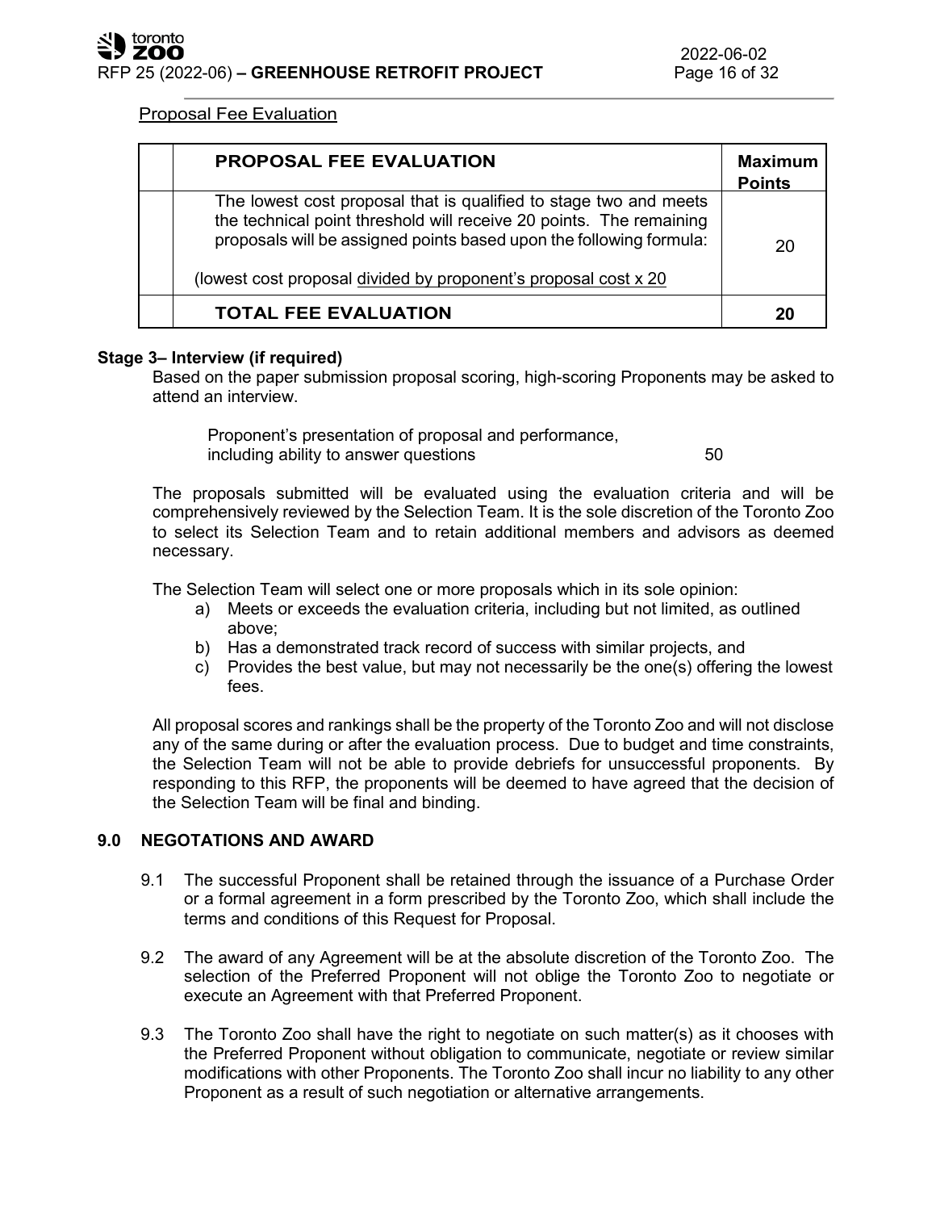Proposal Fee Evaluation

| | PROPOSAL FEE EVALUATION | Maximum Points |
|---|---|---|
| | The lowest cost proposal that is qualified to stage two and meets the technical point threshold will receive 20 points. The remaining proposals will be assigned points based upon the following formula:<br><br>(lowest cost proposal divided by proponent's proposal cost x 20 | 20 |
| | **TOTAL FEE EVALUATION** | **20** |

**Stage 3– Interview (if required)**

Based on the paper submission proposal scoring, high-scoring Proponents may be asked to attend an interview.

Proponent's presentation of proposal and performance, including ability to answer questions 50

The proposals submitted will be evaluated using the evaluation criteria and will be comprehensively reviewed by the Selection Team. It is the sole discretion of the Toronto Zoo to select its Selection Team and to retain additional members and advisors as deemed necessary.

The Selection Team will select one or more proposals which in its sole opinion:

a) Meets or exceeds the evaluation criteria, including but not limited, as outlined above;
b) Has a demonstrated track record of success with similar projects, and
c) Provides the best value, but may not necessarily be the one(s) offering the lowest fees.

All proposal scores and rankings shall be the property of the Toronto Zoo and will not disclose any of the same during or after the evaluation process. Due to budget and time constraints, the Selection Team will not be able to provide debriefs for unsuccessful proponents. By responding to this RFP, the proponents will be deemed to have agreed that the decision of the Selection Team will be final and binding.

## 9.0 NEGOTATIONS AND AWARD

9.1 The successful Proponent shall be retained through the issuance of a Purchase Order or a formal agreement in a form prescribed by the Toronto Zoo, which shall include the terms and conditions of this Request for Proposal.

9.2 The award of any Agreement will be at the absolute discretion of the Toronto Zoo. The selection of the Preferred Proponent will not oblige the Toronto Zoo to negotiate or execute an Agreement with that Preferred Proponent.

9.3 The Toronto Zoo shall have the right to negotiate on such matter(s) as it chooses with the Preferred Proponent without obligation to communicate, negotiate or review similar modifications with other Proponents. The Toronto Zoo shall incur no liability to any other Proponent as a result of such negotiation or alternative arrangements.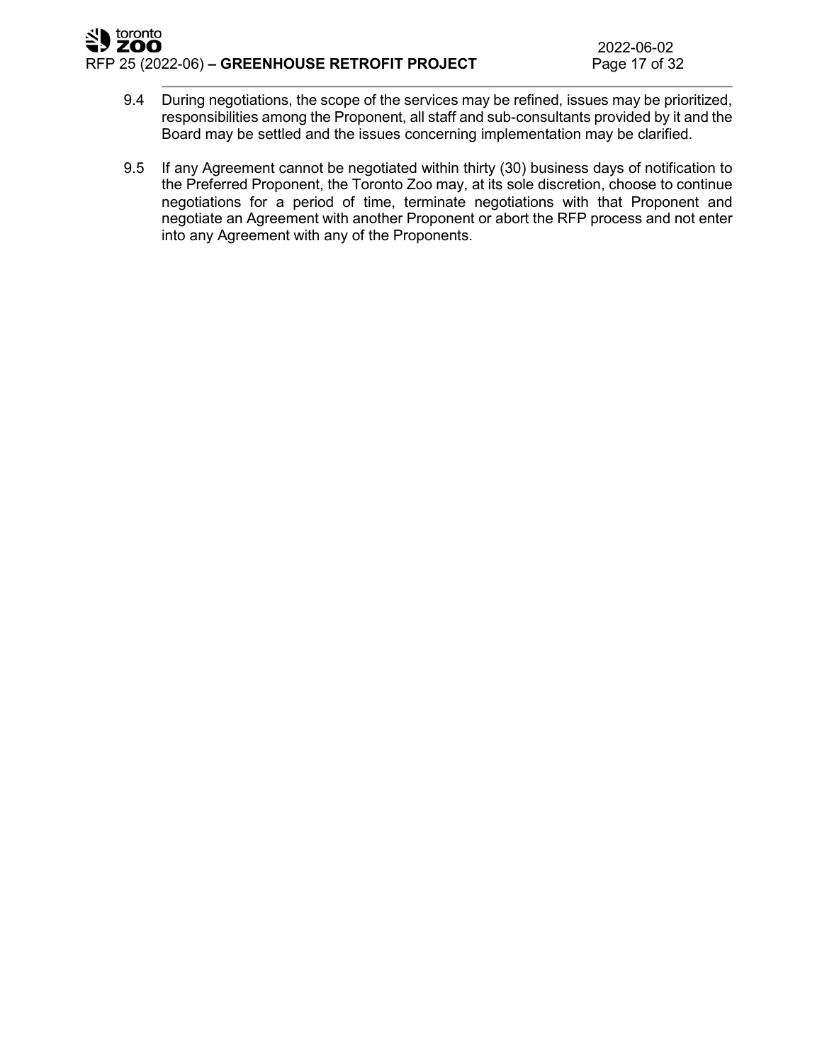9.4 During negotiations, the scope of the services may be refined, issues may be prioritized, responsibilities among the Proponent, all staff and sub-consultants provided by it and the Board may be settled and the issues concerning implementation may be clarified.

9.5 If any Agreement cannot be negotiated within thirty (30) business days of notification to the Preferred Proponent, the Toronto Zoo may, at its sole discretion, choose to continue negotiations for a period of time, terminate negotiations with that Proponent and negotiate an Agreement with another Proponent or abort the RFP process and not enter into any Agreement with any of the Proponents.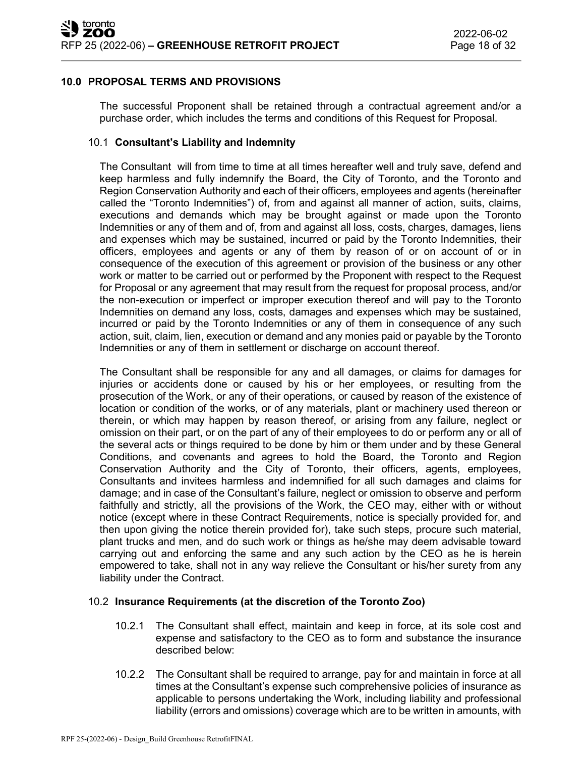## 10.0 PROPOSAL TERMS AND PROVISIONS

The successful Proponent shall be retained through a contractual agreement and/or a purchase order, which includes the terms and conditions of this Request for Proposal.

### 10.1 **Consultant's Liability and Indemnity**

The Consultant will from time to time at all times hereafter well and truly save, defend and keep harmless and fully indemnify the Board, the City of Toronto, and the Toronto and Region Conservation Authority and each of their officers, employees and agents (hereinafter called the "Toronto Indemnities") of, from and against all manner of action, suits, claims, executions and demands which may be brought against or made upon the Toronto Indemnities or any of them and of, from and against all loss, costs, charges, damages, liens and expenses which may be sustained, incurred or paid by the Toronto Indemnities, their officers, employees and agents or any of them by reason of or on account of or in consequence of the execution of this agreement or provision of the business or any other work or matter to be carried out or performed by the Proponent with respect to the Request for Proposal or any agreement that may result from the request for proposal process, and/or the non-execution or imperfect or improper execution thereof and will pay to the Toronto Indemnities on demand any loss, costs, damages and expenses which may be sustained, incurred or paid by the Toronto Indemnities or any of them in consequence of any such action, suit, claim, lien, execution or demand and any monies paid or payable by the Toronto Indemnities or any of them in settlement or discharge on account thereof.

The Consultant shall be responsible for any and all damages, or claims for damages for injuries or accidents done or caused by his or her employees, or resulting from the prosecution of the Work, or any of their operations, or caused by reason of the existence of location or condition of the works, or of any materials, plant or machinery used thereon or therein, or which may happen by reason thereof, or arising from any failure, neglect or omission on their part, or on the part of any of their employees to do or perform any or all of the several acts or things required to be done by him or them under and by these General Conditions, and covenants and agrees to hold the Board, the Toronto and Region Conservation Authority and the City of Toronto, their officers, agents, employees, Consultants and invitees harmless and indemnified for all such damages and claims for damage; and in case of the Consultant's failure, neglect or omission to observe and perform faithfully and strictly, all the provisions of the Work, the CEO may, either with or without notice (except where in these Contract Requirements, notice is specially provided for, and then upon giving the notice therein provided for), take such steps, procure such material, plant trucks and men, and do such work or things as he/she may deem advisable toward carrying out and enforcing the same and any such action by the CEO as he is herein empowered to take, shall not in any way relieve the Consultant or his/her surety from any liability under the Contract.

### 10.2 **Insurance Requirements (at the discretion of the Toronto Zoo)**

10.2.1 The Consultant shall effect, maintain and keep in force, at its sole cost and expense and satisfactory to the CEO as to form and substance the insurance described below:

10.2.2 The Consultant shall be required to arrange, pay for and maintain in force at all times at the Consultant's expense such comprehensive policies of insurance as applicable to persons undertaking the Work, including liability and professional liability (errors and omissions) coverage which are to be written in amounts, with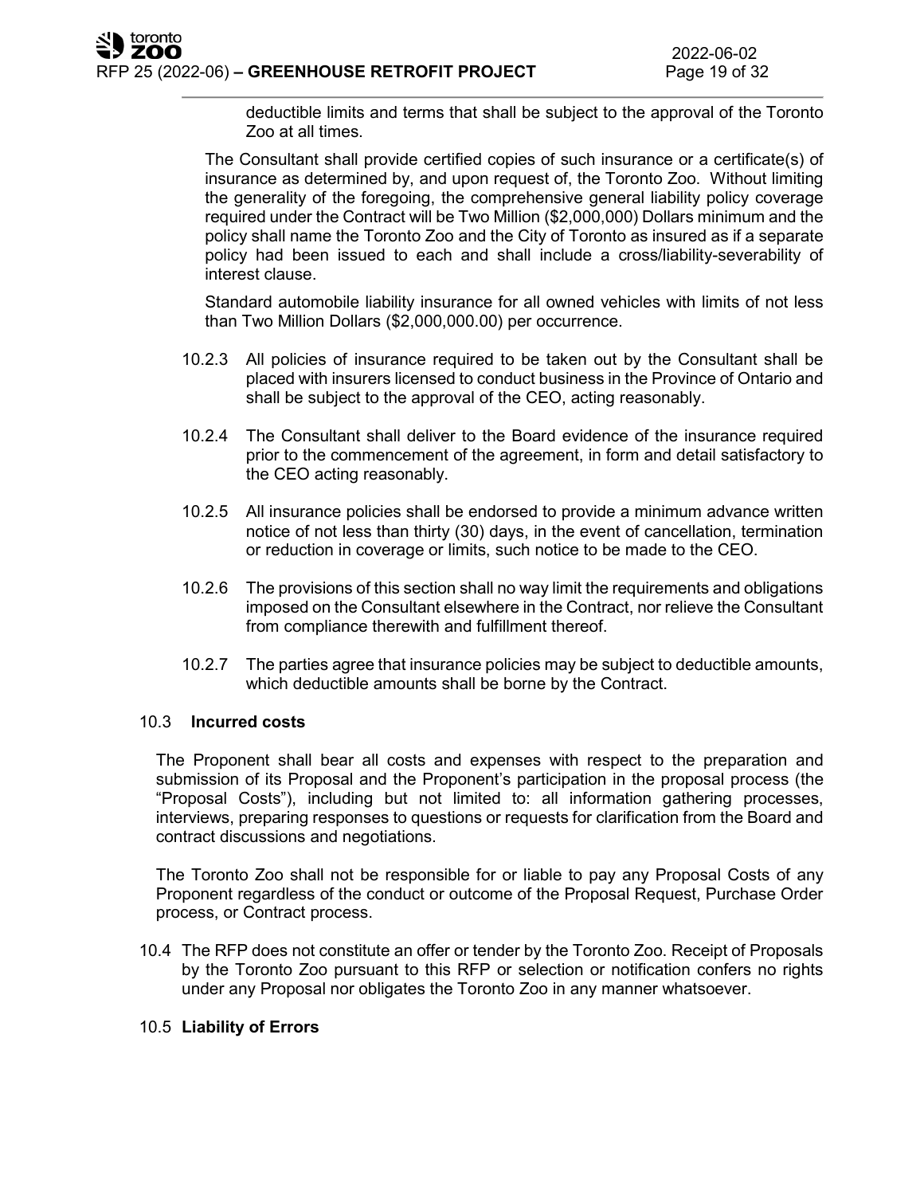deductible limits and terms that shall be subject to the approval of the Toronto Zoo at all times.

The Consultant shall provide certified copies of such insurance or a certificate(s) of insurance as determined by, and upon request of, the Toronto Zoo. Without limiting the generality of the foregoing, the comprehensive general liability policy coverage required under the Contract will be Two Million ($2,000,000) Dollars minimum and the policy shall name the Toronto Zoo and the City of Toronto as insured as if a separate policy had been issued to each and shall include a cross/liability-severability of interest clause.

Standard automobile liability insurance for all owned vehicles with limits of not less than Two Million Dollars ($2,000,000.00) per occurrence.

10.2.3 All policies of insurance required to be taken out by the Consultant shall be placed with insurers licensed to conduct business in the Province of Ontario and shall be subject to the approval of the CEO, acting reasonably.

10.2.4 The Consultant shall deliver to the Board evidence of the insurance required prior to the commencement of the agreement, in form and detail satisfactory to the CEO acting reasonably.

10.2.5 All insurance policies shall be endorsed to provide a minimum advance written notice of not less than thirty (30) days, in the event of cancellation, termination or reduction in coverage or limits, such notice to be made to the CEO.

10.2.6 The provisions of this section shall no way limit the requirements and obligations imposed on the Consultant elsewhere in the Contract, nor relieve the Consultant from compliance therewith and fulfillment thereof.

10.2.7 The parties agree that insurance policies may be subject to deductible amounts, which deductible amounts shall be borne by the Contract.

10.3 **Incurred costs**

The Proponent shall bear all costs and expenses with respect to the preparation and submission of its Proposal and the Proponent's participation in the proposal process (the "Proposal Costs"), including but not limited to: all information gathering processes, interviews, preparing responses to questions or requests for clarification from the Board and contract discussions and negotiations.

The Toronto Zoo shall not be responsible for or liable to pay any Proposal Costs of any Proponent regardless of the conduct or outcome of the Proposal Request, Purchase Order process, or Contract process.

10.4 The RFP does not constitute an offer or tender by the Toronto Zoo. Receipt of Proposals by the Toronto Zoo pursuant to this RFP or selection or notification confers no rights under any Proposal nor obligates the Toronto Zoo in any manner whatsoever.

10.5 **Liability of Errors**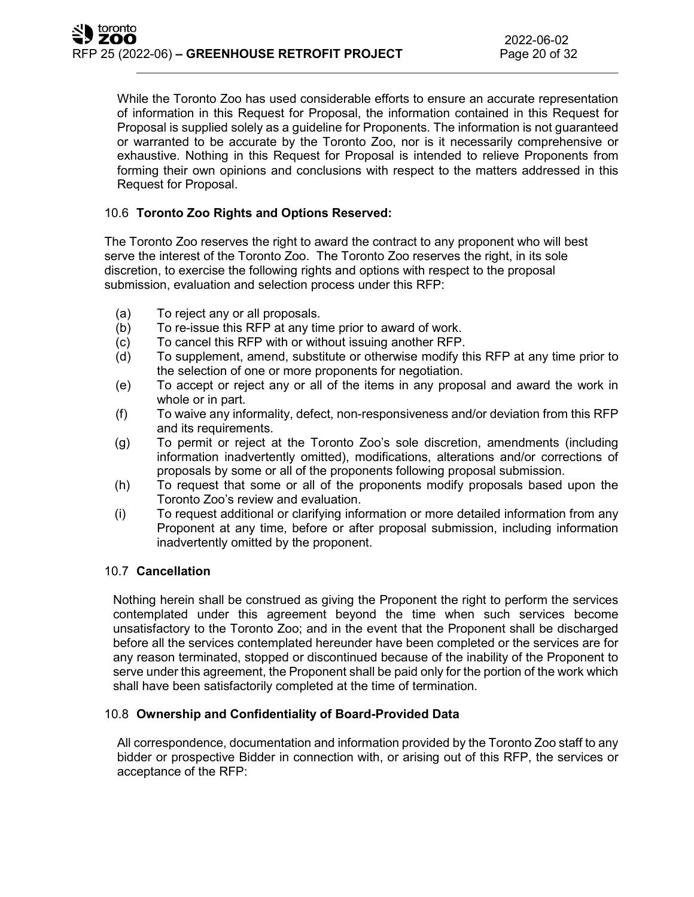While the Toronto Zoo has used considerable efforts to ensure an accurate representation of information in this Request for Proposal, the information contained in this Request for Proposal is supplied solely as a guideline for Proponents. The information is not guaranteed or warranted to be accurate by the Toronto Zoo, nor is it necessarily comprehensive or exhaustive. Nothing in this Request for Proposal is intended to relieve Proponents from forming their own opinions and conclusions with respect to the matters addressed in this Request for Proposal.

### 10.6 Toronto Zoo Rights and Options Reserved:

The Toronto Zoo reserves the right to award the contract to any proponent who will best serve the interest of the Toronto Zoo. The Toronto Zoo reserves the right, in its sole discretion, to exercise the following rights and options with respect to the proposal submission, evaluation and selection process under this RFP:

- (a) To reject any or all proposals.
- (b) To re-issue this RFP at any time prior to award of work.
- (c) To cancel this RFP with or without issuing another RFP.
- (d) To supplement, amend, substitute or otherwise modify this RFP at any time prior to the selection of one or more proponents for negotiation.
- (e) To accept or reject any or all of the items in any proposal and award the work in whole or in part.
- (f) To waive any informality, defect, non-responsiveness and/or deviation from this RFP and its requirements.
- (g) To permit or reject at the Toronto Zoo's sole discretion, amendments (including information inadvertently omitted), modifications, alterations and/or corrections of proposals by some or all of the proponents following proposal submission.
- (h) To request that some or all of the proponents modify proposals based upon the Toronto Zoo's review and evaluation.
- (i) To request additional or clarifying information or more detailed information from any Proponent at any time, before or after proposal submission, including information inadvertently omitted by the proponent.

### 10.7 Cancellation

Nothing herein shall be construed as giving the Proponent the right to perform the services contemplated under this agreement beyond the time when such services become unsatisfactory to the Toronto Zoo; and in the event that the Proponent shall be discharged before all the services contemplated hereunder have been completed or the services are for any reason terminated, stopped or discontinued because of the inability of the Proponent to serve under this agreement, the Proponent shall be paid only for the portion of the work which shall have been satisfactorily completed at the time of termination.

### 10.8 Ownership and Confidentiality of Board-Provided Data

All correspondence, documentation and information provided by the Toronto Zoo staff to any bidder or prospective Bidder in connection with, or arising out of this RFP, the services or acceptance of the RFP: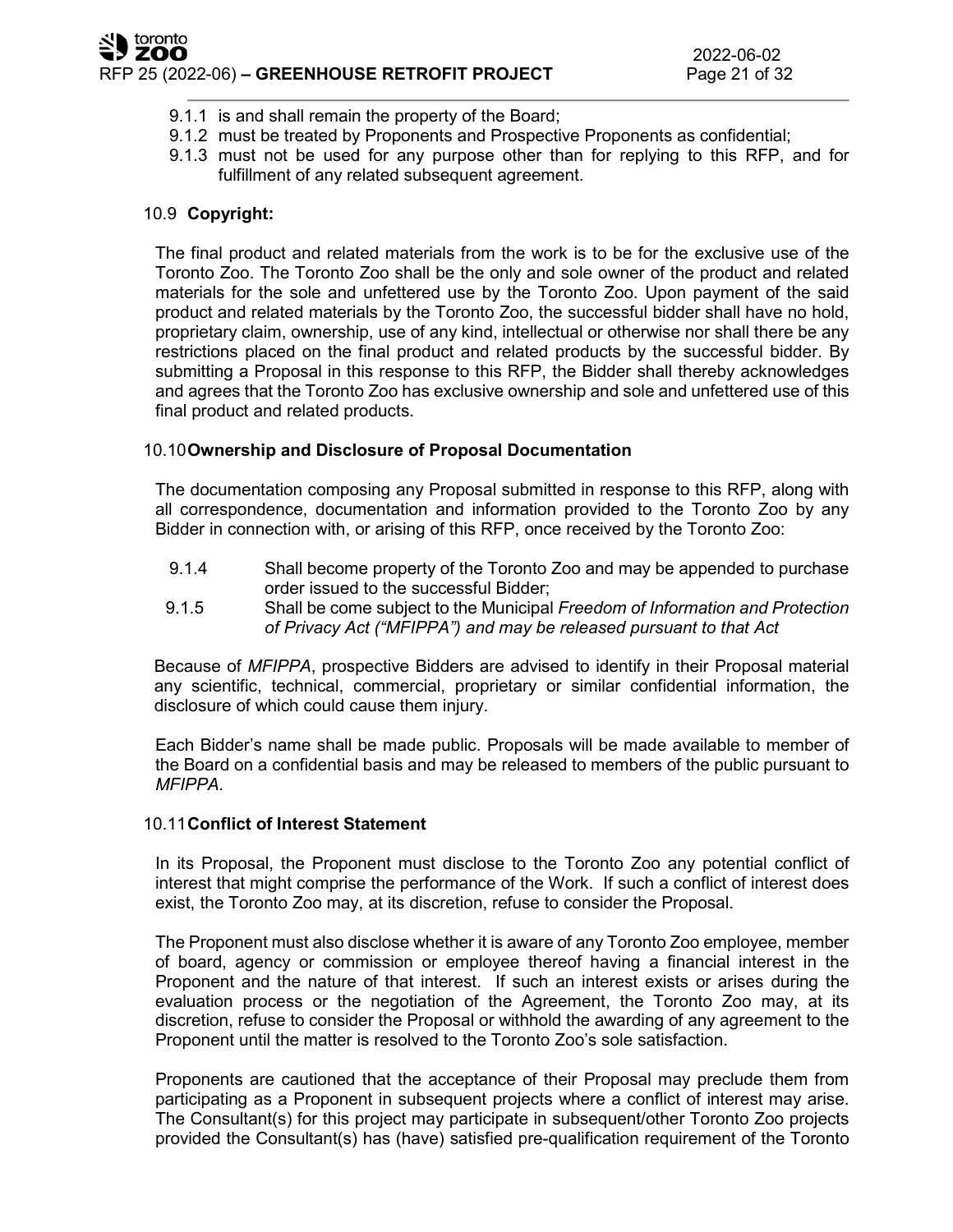9.1.1 is and shall remain the property of the Board;
9.1.2 must be treated by Proponents and Prospective Proponents as confidential;
9.1.3 must not be used for any purpose other than for replying to this RFP, and for fulfillment of any related subsequent agreement.

### 10.9 **Copyright:**

The final product and related materials from the work is to be for the exclusive use of the Toronto Zoo. The Toronto Zoo shall be the only and sole owner of the product and related materials for the sole and unfettered use by the Toronto Zoo. Upon payment of the said product and related materials by the Toronto Zoo, the successful bidder shall have no hold, proprietary claim, ownership, use of any kind, intellectual or otherwise nor shall there be any restrictions placed on the final product and related products by the successful bidder. By submitting a Proposal in this response to this RFP, the Bidder shall thereby acknowledges and agrees that the Toronto Zoo has exclusive ownership and sole and unfettered use of this final product and related products.

### 10.10 **Ownership and Disclosure of Proposal Documentation**

The documentation composing any Proposal submitted in response to this RFP, along with all correspondence, documentation and information provided to the Toronto Zoo by any Bidder in connection with, or arising of this RFP, once received by the Toronto Zoo:

9.1.4 Shall become property of the Toronto Zoo and may be appended to purchase order issued to the successful Bidder;
9.1.5 Shall be come subject to the Municipal *Freedom of Information and Protection of Privacy Act ("MFIPPA") and may be released pursuant to that Act*

Because of *MFIPPA*, prospective Bidders are advised to identify in their Proposal material any scientific, technical, commercial, proprietary or similar confidential information, the disclosure of which could cause them injury.

Each Bidder's name shall be made public. Proposals will be made available to member of the Board on a confidential basis and may be released to members of the public pursuant to *MFIPPA.*

### 10.11 **Conflict of Interest Statement**

In its Proposal, the Proponent must disclose to the Toronto Zoo any potential conflict of interest that might comprise the performance of the Work. If such a conflict of interest does exist, the Toronto Zoo may, at its discretion, refuse to consider the Proposal.

The Proponent must also disclose whether it is aware of any Toronto Zoo employee, member of board, agency or commission or employee thereof having a financial interest in the Proponent and the nature of that interest. If such an interest exists or arises during the evaluation process or the negotiation of the Agreement, the Toronto Zoo may, at its discretion, refuse to consider the Proposal or withhold the awarding of any agreement to the Proponent until the matter is resolved to the Toronto Zoo's sole satisfaction.

Proponents are cautioned that the acceptance of their Proposal may preclude them from participating as a Proponent in subsequent projects where a conflict of interest may arise. The Consultant(s) for this project may participate in subsequent/other Toronto Zoo projects provided the Consultant(s) has (have) satisfied pre-qualification requirement of the Toronto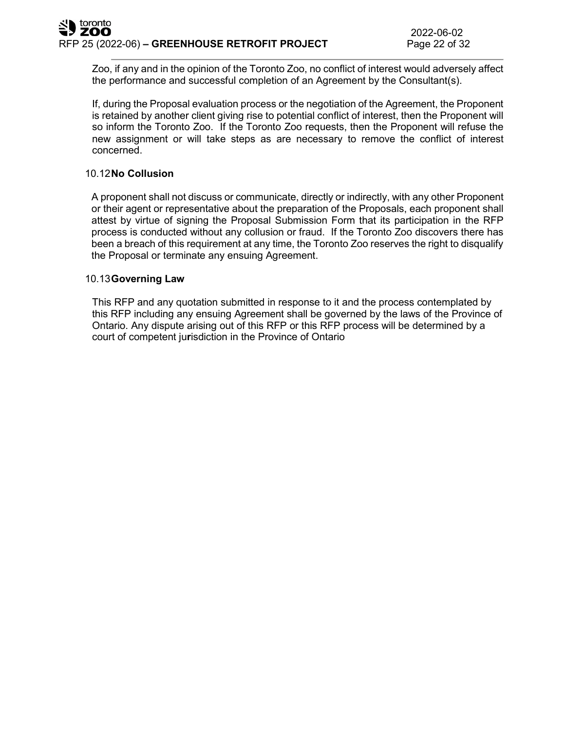Zoo, if any and in the opinion of the Toronto Zoo, no conflict of interest would adversely affect the performance and successful completion of an Agreement by the Consultant(s).

If, during the Proposal evaluation process or the negotiation of the Agreement, the Proponent is retained by another client giving rise to potential conflict of interest, then the Proponent will so inform the Toronto Zoo. If the Toronto Zoo requests, then the Proponent will refuse the new assignment or will take steps as are necessary to remove the conflict of interest concerned.

### 10.12 No Collusion

A proponent shall not discuss or communicate, directly or indirectly, with any other Proponent or their agent or representative about the preparation of the Proposals, each proponent shall attest by virtue of signing the Proposal Submission Form that its participation in the RFP process is conducted without any collusion or fraud. If the Toronto Zoo discovers there has been a breach of this requirement at any time, the Toronto Zoo reserves the right to disqualify the Proposal or terminate any ensuing Agreement.

### 10.13 Governing Law

This RFP and any quotation submitted in response to it and the process contemplated by this RFP including any ensuing Agreement shall be governed by the laws of the Province of Ontario. Any dispute arising out of this RFP or this RFP process will be determined by a court of competent jurisdiction in the Province of Ontario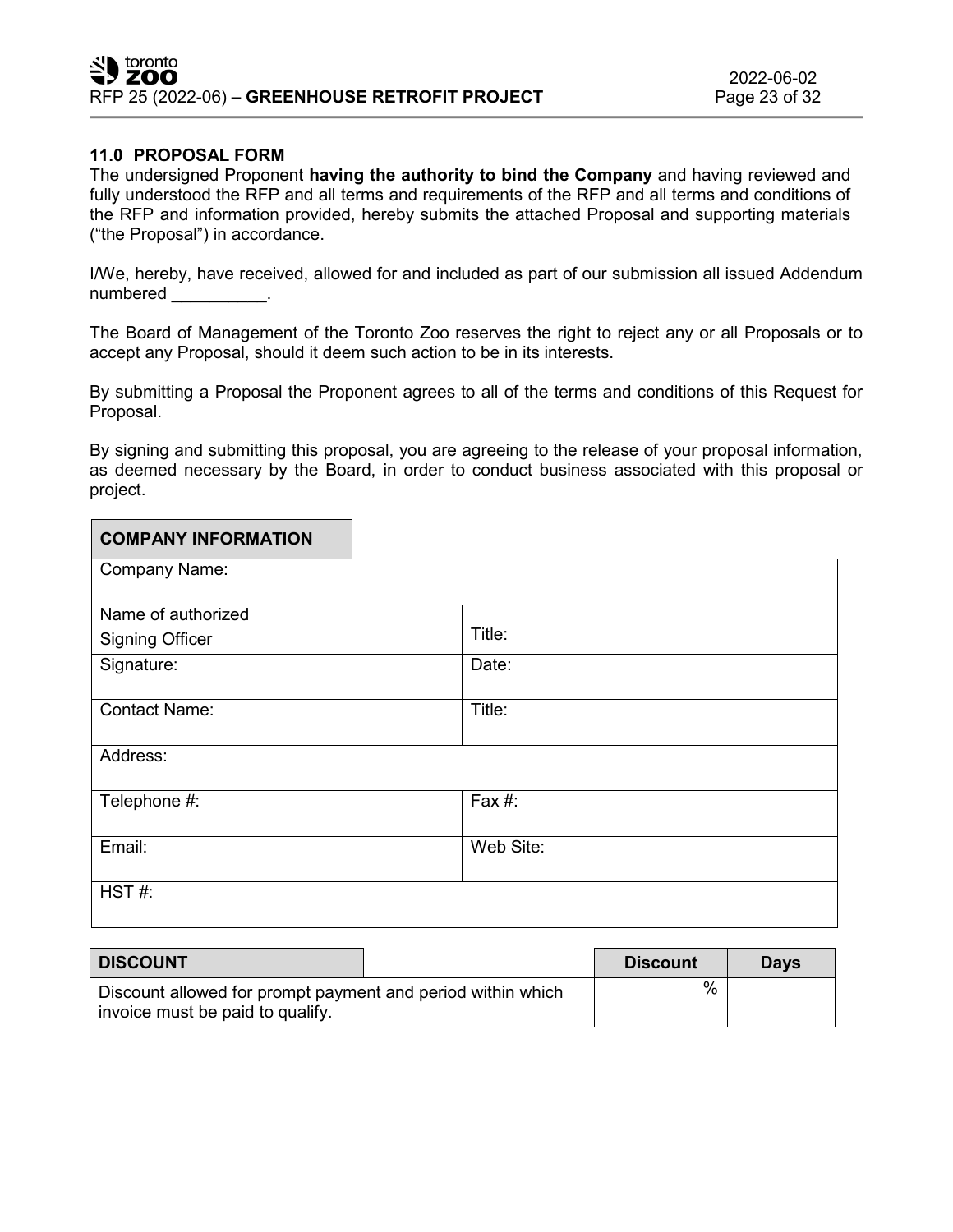## 11.0 PROPOSAL FORM

The undersigned Proponent **having the authority to bind the Company** and having reviewed and fully understood the RFP and all terms and requirements of the RFP and all terms and conditions of the RFP and information provided, hereby submits the attached Proposal and supporting materials ("the Proposal") in accordance.

I/We, hereby, have received, allowed for and included as part of our submission all issued Addendum numbered __________.

The Board of Management of the Toronto Zoo reserves the right to reject any or all Proposals or to accept any Proposal, should it deem such action to be in its interests.

By submitting a Proposal the Proponent agrees to all of the terms and conditions of this Request for Proposal.

By signing and submitting this proposal, you are agreeing to the release of your proposal information, as deemed necessary by the Board, in order to conduct business associated with this proposal or project.

| **COMPANY INFORMATION** | |
|---|---|
| Company Name: | |
| Name of authorized Signing Officer | Title: |
| Signature: | Date: |
| Contact Name: | Title: |
| Address: | |
| Telephone #: | Fax #: |
| Email: | Web Site: |
| HST #: | |

| **DISCOUNT** | **Discount** | **Days** |
|---|---|---|
| Discount allowed for prompt payment and period within which invoice must be paid to qualify. | % | |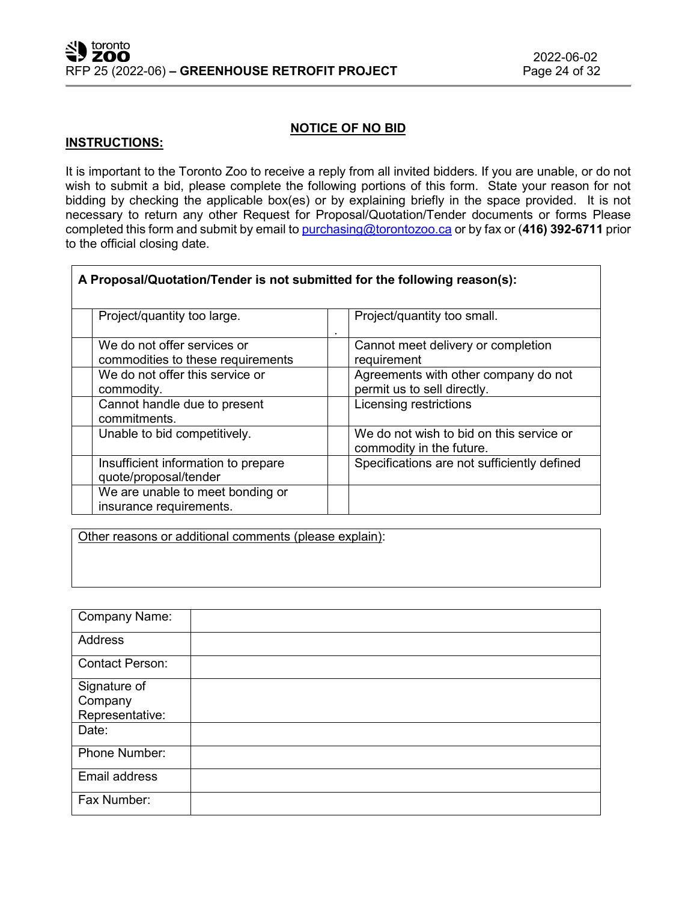## NOTICE OF NO BID

**INSTRUCTIONS:**

It is important to the Toronto Zoo to receive a reply from all invited bidders. If you are unable, or do not wish to submit a bid, please complete the following portions of this form. State your reason for not bidding by checking the applicable box(es) or by explaining briefly in the space provided. It is not necessary to return any other Request for Proposal/Quotation/Tender documents or forms Please completed this form and submit by email to purchasing@torontozoo.ca or by fax or (**416) 392-6711** prior to the official closing date.

| **A Proposal/Quotation/Tender is not submitted for the following reason(s):** | | | |
|---|---|---|---|
| | Project/quantity too large. | . | Project/quantity too small. |
| | We do not offer services or commodities to these requirements | | Cannot meet delivery or completion requirement |
| | We do not offer this service or commodity. | | Agreements with other company do not permit us to sell directly. |
| | Cannot handle due to present commitments. | | Licensing restrictions |
| | Unable to bid competitively. | | We do not wish to bid on this service or commodity in the future. |
| | Insufficient information to prepare quote/proposal/tender | | Specifications are not sufficiently defined |
| | We are unable to meet bonding or insurance requirements. | | |

| Other reasons or additional comments (please explain): |
|---|
| |

| Company Name: | |
|---|---|
| Address | |
| Contact Person: | |
| Signature of Company Representative: | |
| Date: | |
| Phone Number: | |
| Email address | |
| Fax Number: | |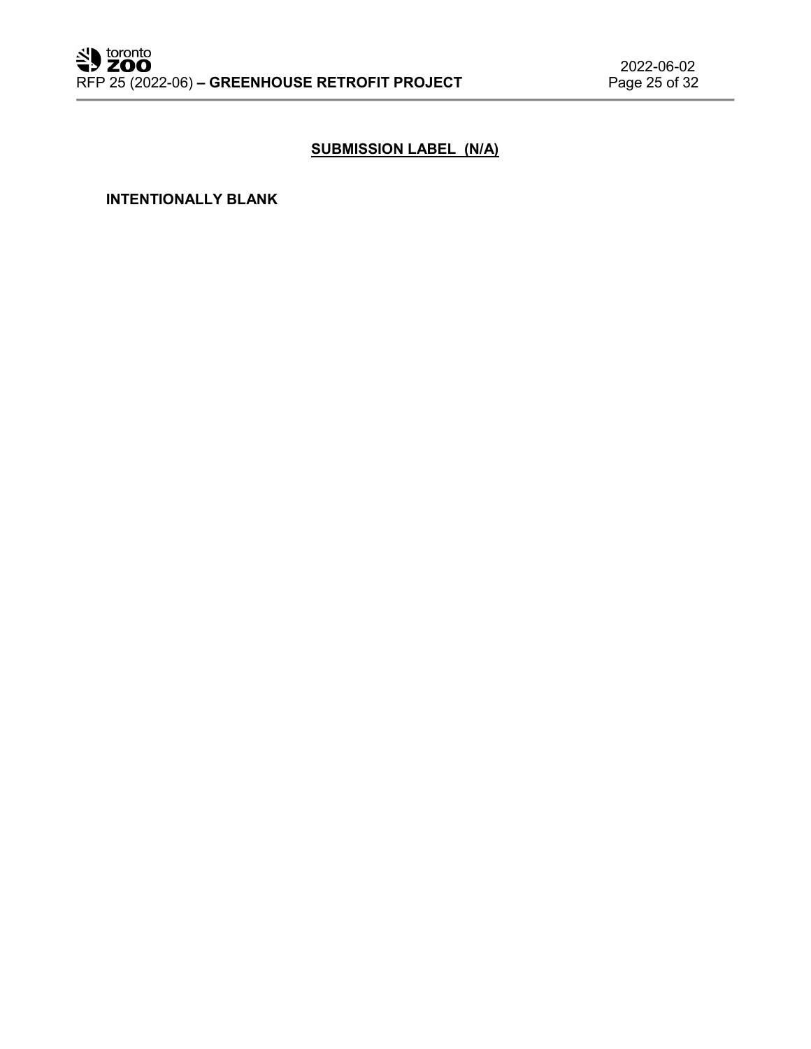## SUBMISSION LABEL (N/A)

**INTENTIONALLY BLANK**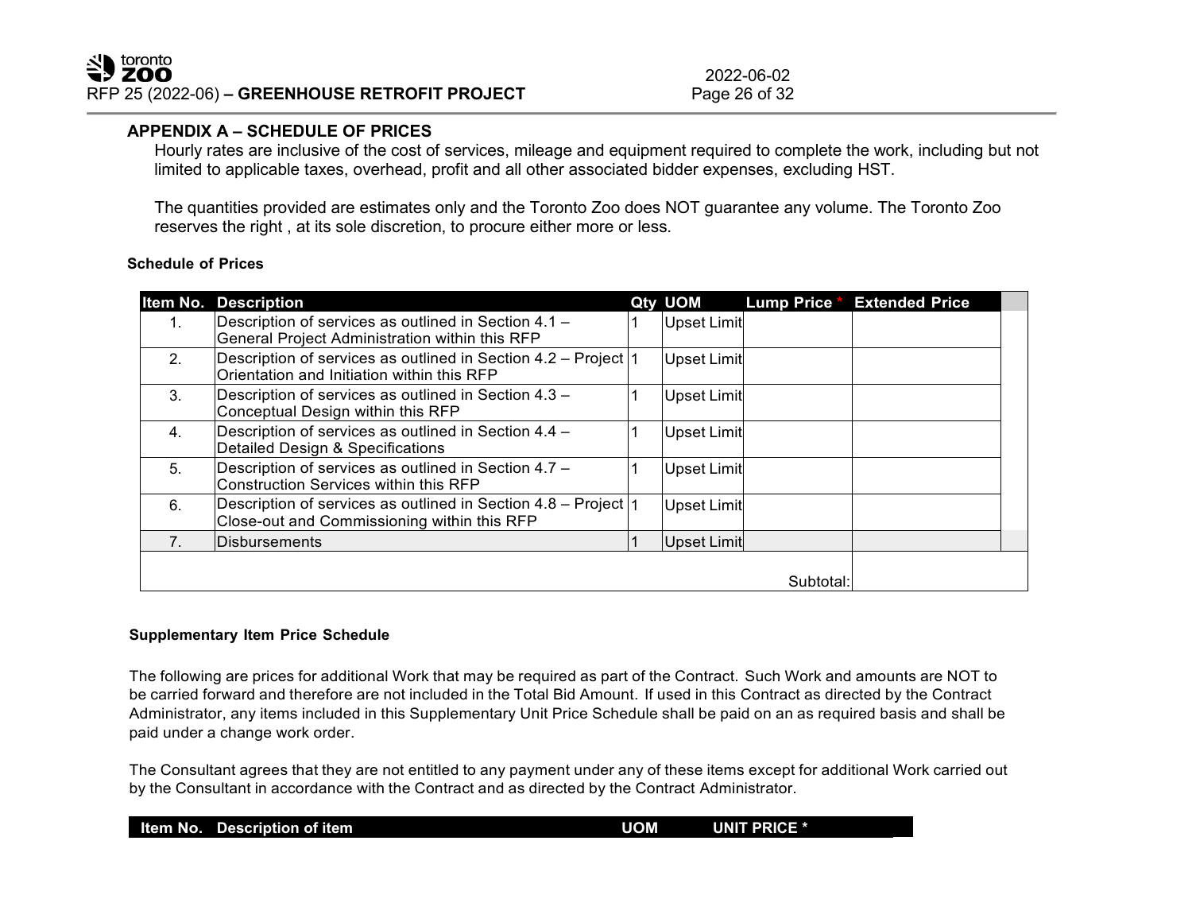## APPENDIX A – SCHEDULE OF PRICES

Hourly rates are inclusive of the cost of services, mileage and equipment required to complete the work, including but not limited to applicable taxes, overhead, profit and all other associated bidder expenses, excluding HST.

The quantities provided are estimates only and the Toronto Zoo does NOT guarantee any volume. The Toronto Zoo reserves the right , at its sole discretion, to procure either more or less.

**Schedule of Prices**

| Item No. | Description | Qty | UOM | Lump Price * | Extended Price |
|---|---|---|---|---|---|
| 1. | Description of services as outlined in Section 4.1 – General Project Administration within this RFP | 1 | Upset Limit | | |
| 2. | Description of services as outlined in Section 4.2 – Project Orientation and Initiation within this RFP | 1 | Upset Limit | | |
| 3. | Description of services as outlined in Section 4.3 – Conceptual Design within this RFP | 1 | Upset Limit | | |
| 4. | Description of services as outlined in Section 4.4 – Detailed Design & Specifications | 1 | Upset Limit | | |
| 5. | Description of services as outlined in Section 4.7 – Construction Services within this RFP | 1 | Upset Limit | | |
| 6. | Description of services as outlined in Section 4.8 – Project Close-out and Commissioning within this RFP | 1 | Upset Limit | | |
| 7. | Disbursements | 1 | Upset Limit | | |
| | | | | Subtotal: | |

**Supplementary Item Price Schedule**

The following are prices for additional Work that may be required as part of the Contract. Such Work and amounts are NOT to be carried forward and therefore are not included in the Total Bid Amount. If used in this Contract as directed by the Contract Administrator, any items included in this Supplementary Unit Price Schedule shall be paid on an as required basis and shall be paid under a change work order.

The Consultant agrees that they are not entitled to any payment under any of these items except for additional Work carried out by the Consultant in accordance with the Contract and as directed by the Contract Administrator.

| Item No. | Description of item | UOM | UNIT PRICE * |
|---|---|---|---|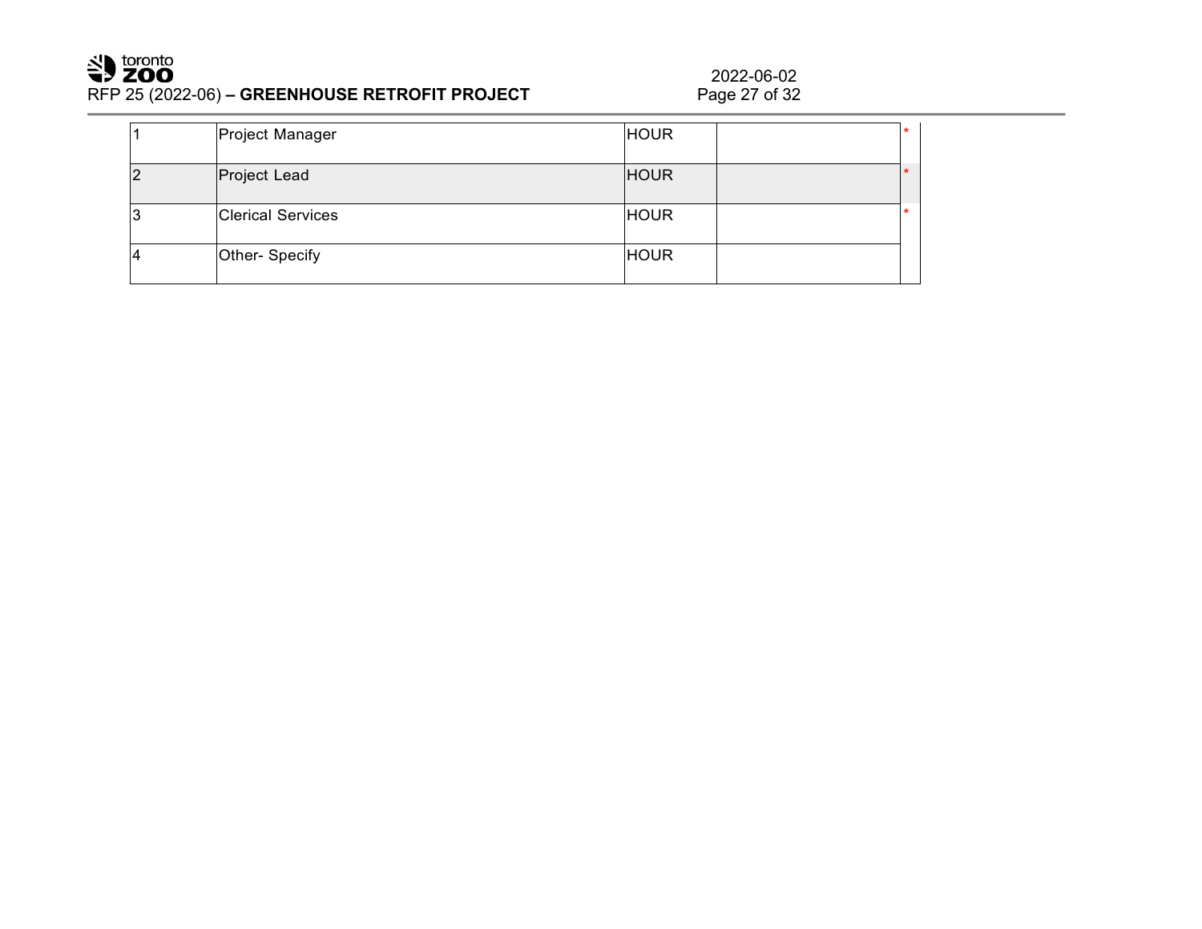| | | | | |
|---|---|---|---|---|
| 1 | Project Manager | HOUR | | * |
| 2 | Project Lead | HOUR | | * |
| 3 | Clerical Services | HOUR | | * |
| 4 | Other- Specify | HOUR | | |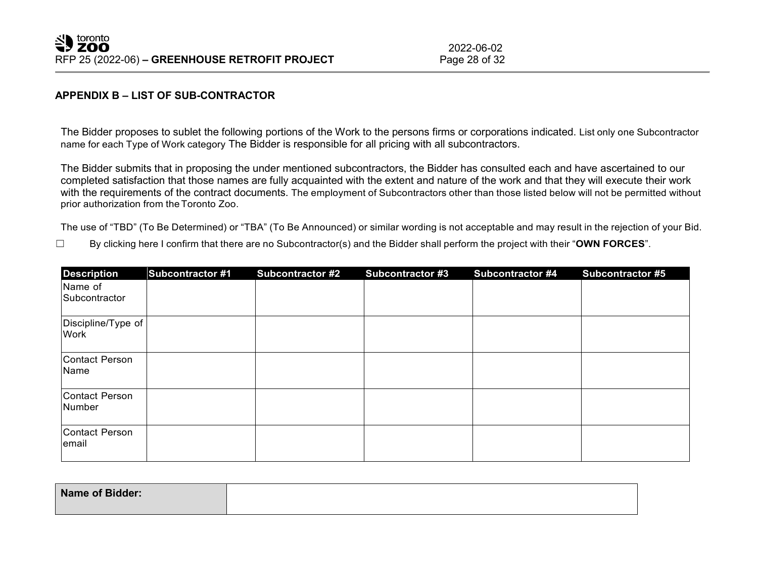## APPENDIX B – LIST OF SUB-CONTRACTOR

The Bidder proposes to sublet the following portions of the Work to the persons firms or corporations indicated. List only one Subcontractor name for each Type of Work category The Bidder is responsible for all pricing with all subcontractors.

The Bidder submits that in proposing the under mentioned subcontractors, the Bidder has consulted each and have ascertained to our completed satisfaction that those names are fully acquainted with the extent and nature of the work and that they will execute their work with the requirements of the contract documents. The employment of Subcontractors other than those listed below will not be permitted without prior authorization from the Toronto Zoo.

The use of "TBD" (To Be Determined) or "TBA" (To Be Announced) or similar wording is not acceptable and may result in the rejection of your Bid.

☐ By clicking here I confirm that there are no Subcontractor(s) and the Bidder shall perform the project with their "**OWN FORCES**".

| Description | Subcontractor #1 | Subcontractor #2 | Subcontractor #3 | Subcontractor #4 | Subcontractor #5 |
|---|---|---|---|---|---|
| Name of Subcontractor | | | | | |
| Discipline/Type of Work | | | | | |
| Contact Person Name | | | | | |
| Contact Person Number | | | | | |
| Contact Person email | | | | | |

| **Name of Bidder:** | |
|---|---|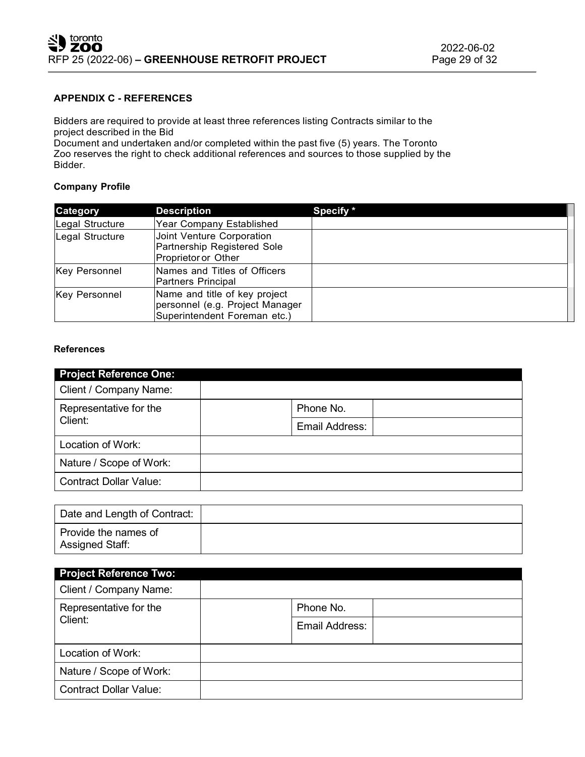### APPENDIX C - REFERENCES

Bidders are required to provide at least three references listing Contracts similar to the project described in the Bid Document and undertaken and/or completed within the past five (5) years. The Toronto Zoo reserves the right to check additional references and sources to those supplied by the Bidder.

**Company Profile**

| Category | Description | Specify * |
|---|---|---|
| Legal Structure | Year Company Established | |
| Legal Structure | Joint Venture Corporation Partnership Registered Sole Proprietor or Other | |
| Key Personnel | Names and Titles of Officers Partners Principal | |
| Key Personnel | Name and title of key project personnel (e.g. Project Manager Superintendent Foreman etc.) | |

**References**

| Project Reference One: | | | |
|---|---|---|---|
| Client / Company Name: | | | |
| Representative for the Client: | | Phone No. | |
| | | Email Address: | |
| Location of Work: | | | |
| Nature / Scope of Work: | | | |
| Contract Dollar Value: | | | |
| Date and Length of Contract: | | | |
| Provide the names of Assigned Staff: | | | |

| Project Reference Two: | | | |
|---|---|---|---|
| Client / Company Name: | | | |
| Representative for the Client: | | Phone No. | |
| | | Email Address: | |
| Location of Work: | | | |
| Nature / Scope of Work: | | | |
| Contract Dollar Value: | | | |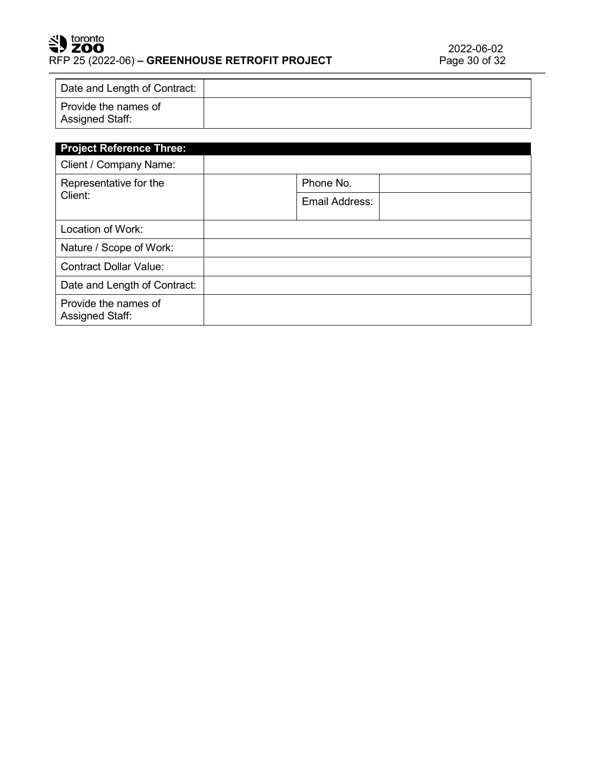| Date and Length of Contract: | |
|---|---|
| Provide the names of Assigned Staff: | |

| **Project Reference Three:** | | | |
|---|---|---|---|
| Client / Company Name: | | | |
| Representative for the Client: | | Phone No. | |
| | | Email Address: | |
| Location of Work: | | | |
| Nature / Scope of Work: | | | |
| Contract Dollar Value: | | | |
| Date and Length of Contract: | | | |
| Provide the names of Assigned Staff: | | | |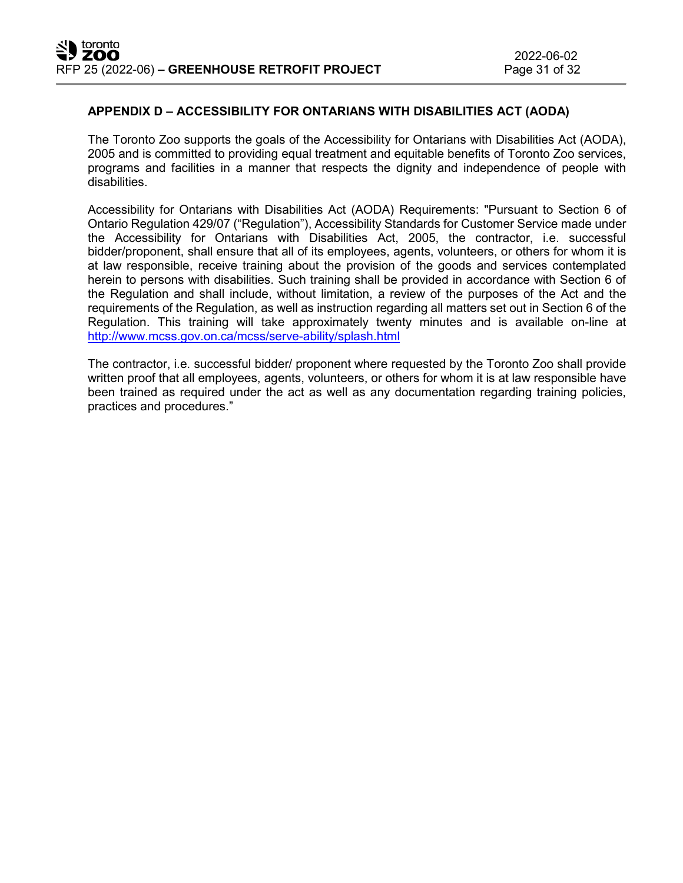## APPENDIX D – ACCESSIBILITY FOR ONTARIANS WITH DISABILITIES ACT (AODA)

The Toronto Zoo supports the goals of the Accessibility for Ontarians with Disabilities Act (AODA), 2005 and is committed to providing equal treatment and equitable benefits of Toronto Zoo services, programs and facilities in a manner that respects the dignity and independence of people with disabilities.

Accessibility for Ontarians with Disabilities Act (AODA) Requirements: "Pursuant to Section 6 of Ontario Regulation 429/07 ("Regulation"), Accessibility Standards for Customer Service made under the Accessibility for Ontarians with Disabilities Act, 2005, the contractor, i.e. successful bidder/proponent, shall ensure that all of its employees, agents, volunteers, or others for whom it is at law responsible, receive training about the provision of the goods and services contemplated herein to persons with disabilities. Such training shall be provided in accordance with Section 6 of the Regulation and shall include, without limitation, a review of the purposes of the Act and the requirements of the Regulation, as well as instruction regarding all matters set out in Section 6 of the Regulation. This training will take approximately twenty minutes and is available on-line at [http://www.mcss.gov.on.ca/mcss/serve-ability/splash.html](http://www.mcss.gov.on.ca/mcss/serve-ability/splash.html)

The contractor, i.e. successful bidder/ proponent where requested by the Toronto Zoo shall provide written proof that all employees, agents, volunteers, or others for whom it is at law responsible have been trained as required under the act as well as any documentation regarding training policies, practices and procedures."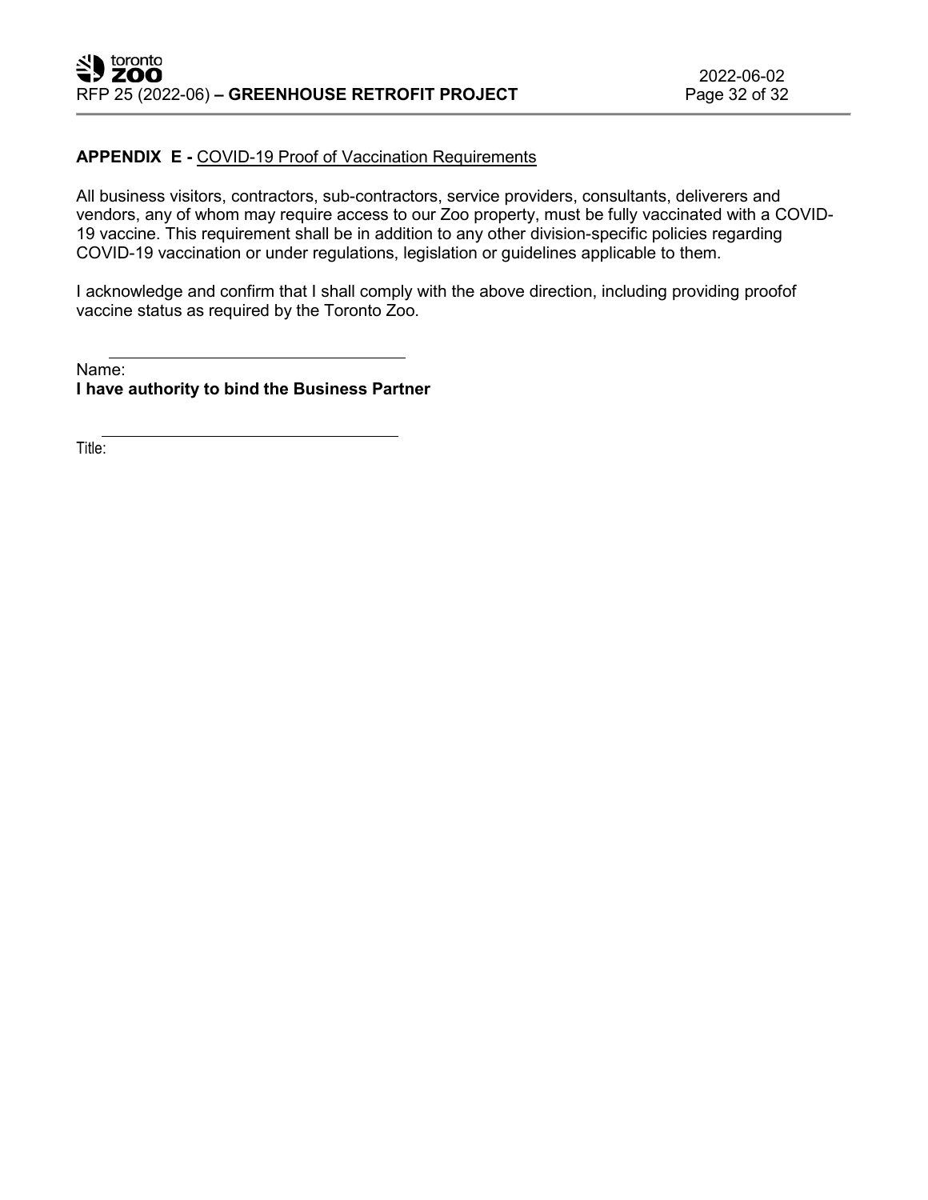**APPENDIX E -** COVID-19 Proof of Vaccination Requirements

All business visitors, contractors, sub-contractors, service providers, consultants, deliverers and vendors, any of whom may require access to our Zoo property, must be fully vaccinated with a COVID-19 vaccine. This requirement shall be in addition to any other division-specific policies regarding COVID-19 vaccination or under regulations, legislation or guidelines applicable to them.

I acknowledge and confirm that I shall comply with the above direction, including providing proofof vaccine status as required by the Toronto Zoo.

Name: \_\_\_\_\_\_\_\_\_\_\_\_\_\_\_\_\_\_\_\_\_\_\_\_\_\_\_\_\_\_

**I have authority to bind the Business Partner**

Title: \_\_\_\_\_\_\_\_\_\_\_\_\_\_\_\_\_\_\_\_\_\_\_\_\_\_\_\_\_\_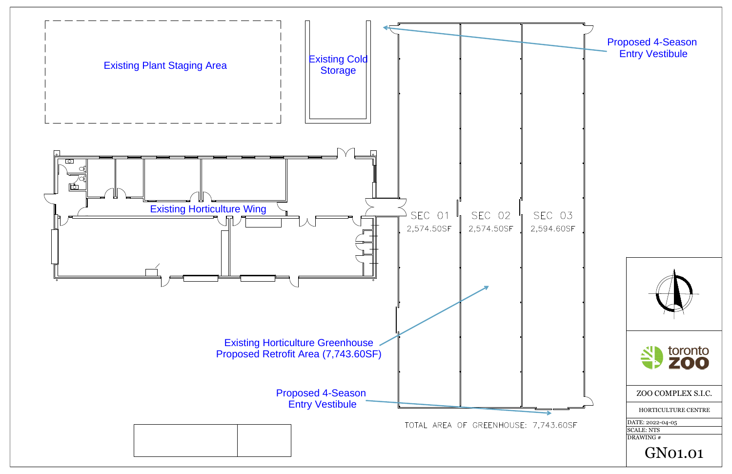Existing Plant Staging Area

Existing Cold Storage

Proposed 4-Season Entry Vestibule

Existing Horticulture Wing

SEC 01
2,574.50SF

SEC 02
2,574.50SF

SEC 03
2,594.60SF

Existing Horticulture Greenhouse
Proposed Retrofit Area (7,743.60SF)

Proposed 4-Season Entry Vestibule

TOTAL AREA OF GREENHOUSE: 7,743.60SF

toronto zoo

ZOO COMPLEX S.I.C.

HORTICULTURE CENTRE

DATE: 2022-04-05
SCALE: NTS
DRAWING #

GN01.01